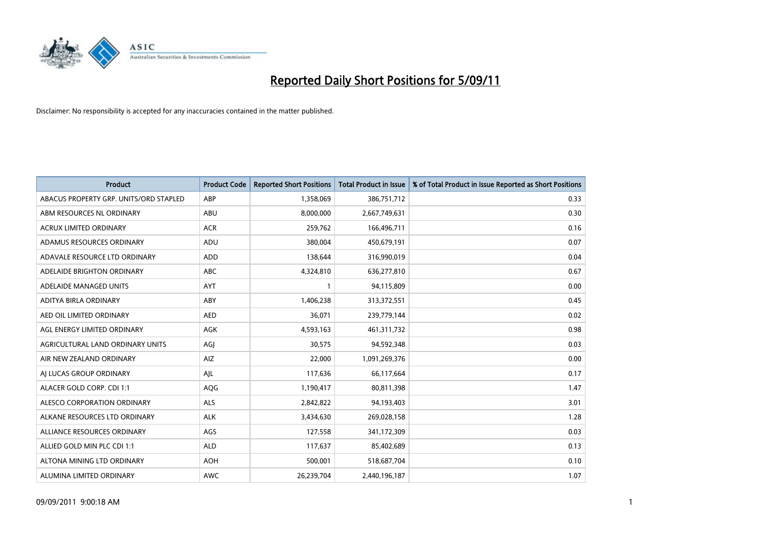# Reported Daily Short Positions for 5/09/11

Disclaimer: No responsibility is accepted for any inaccuracies contained in the matter published.

| Product | Product Code | Reported Short Positions | Total Product in Issue | % of Total Product in Issue Reported as Short Positions |
|---|---|---|---|---|
| ABACUS PROPERTY GRP. UNITS/ORD STAPLED | ABP | 1,358,069 | 386,751,712 | 0.33 |
| ABM RESOURCES NL ORDINARY | ABU | 8,000,000 | 2,667,749,631 | 0.30 |
| ACRUX LIMITED ORDINARY | ACR | 259,762 | 166,496,711 | 0.16 |
| ADAMUS RESOURCES ORDINARY | ADU | 380,004 | 450,679,191 | 0.07 |
| ADAVALE RESOURCE LTD ORDINARY | ADD | 138,644 | 316,990,019 | 0.04 |
| ADELAIDE BRIGHTON ORDINARY | ABC | 4,324,810 | 636,277,810 | 0.67 |
| ADELAIDE MANAGED UNITS | AYT | 1 | 94,115,809 | 0.00 |
| ADITYA BIRLA ORDINARY | ABY | 1,406,238 | 313,372,551 | 0.45 |
| AED OIL LIMITED ORDINARY | AED | 36,071 | 239,779,144 | 0.02 |
| AGL ENERGY LIMITED ORDINARY | AGK | 4,593,163 | 461,311,732 | 0.98 |
| AGRICULTURAL LAND ORDINARY UNITS | AGJ | 30,575 | 94,592,348 | 0.03 |
| AIR NEW ZEALAND ORDINARY | AIZ | 22,000 | 1,091,269,376 | 0.00 |
| AJ LUCAS GROUP ORDINARY | AJL | 117,636 | 66,117,664 | 0.17 |
| ALACER GOLD CORP. CDI 1:1 | AQG | 1,190,417 | 80,811,398 | 1.47 |
| ALESCO CORPORATION ORDINARY | ALS | 2,842,822 | 94,193,403 | 3.01 |
| ALKANE RESOURCES LTD ORDINARY | ALK | 3,434,630 | 269,028,158 | 1.28 |
| ALLIANCE RESOURCES ORDINARY | AGS | 127,558 | 341,172,309 | 0.03 |
| ALLIED GOLD MIN PLC CDI 1:1 | ALD | 117,637 | 85,402,689 | 0.13 |
| ALTONA MINING LTD ORDINARY | AOH | 500,001 | 518,687,704 | 0.10 |
| ALUMINA LIMITED ORDINARY | AWC | 26,239,704 | 2,440,196,187 | 1.07 |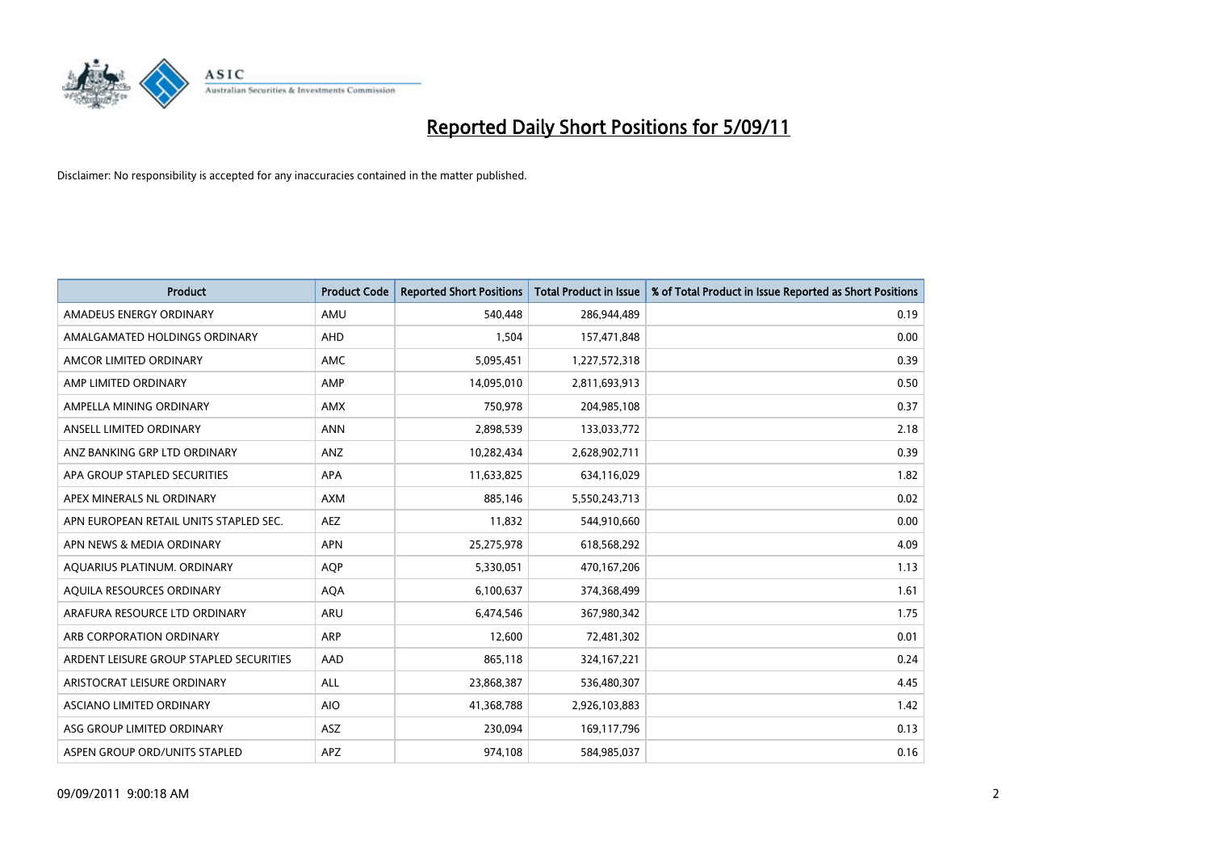# Reported Daily Short Positions for 5/09/11

Disclaimer: No responsibility is accepted for any inaccuracies contained in the matter published.

| Product | Product Code | Reported Short Positions | Total Product in Issue | % of Total Product in Issue Reported as Short Positions |
|---|---|---|---|---|
| AMADEUS ENERGY ORDINARY | AMU | 540,448 | 286,944,489 | 0.19 |
| AMALGAMATED HOLDINGS ORDINARY | AHD | 1,504 | 157,471,848 | 0.00 |
| AMCOR LIMITED ORDINARY | AMC | 5,095,451 | 1,227,572,318 | 0.39 |
| AMP LIMITED ORDINARY | AMP | 14,095,010 | 2,811,693,913 | 0.50 |
| AMPELLA MINING ORDINARY | AMX | 750,978 | 204,985,108 | 0.37 |
| ANSELL LIMITED ORDINARY | ANN | 2,898,539 | 133,033,772 | 2.18 |
| ANZ BANKING GRP LTD ORDINARY | ANZ | 10,282,434 | 2,628,902,711 | 0.39 |
| APA GROUP STAPLED SECURITIES | APA | 11,633,825 | 634,116,029 | 1.82 |
| APEX MINERALS NL ORDINARY | AXM | 885,146 | 5,550,243,713 | 0.02 |
| APN EUROPEAN RETAIL UNITS STAPLED SEC. | AEZ | 11,832 | 544,910,660 | 0.00 |
| APN NEWS & MEDIA ORDINARY | APN | 25,275,978 | 618,568,292 | 4.09 |
| AQUARIUS PLATINUM. ORDINARY | AQP | 5,330,051 | 470,167,206 | 1.13 |
| AQUILA RESOURCES ORDINARY | AQA | 6,100,637 | 374,368,499 | 1.61 |
| ARAFURA RESOURCE LTD ORDINARY | ARU | 6,474,546 | 367,980,342 | 1.75 |
| ARB CORPORATION ORDINARY | ARP | 12,600 | 72,481,302 | 0.01 |
| ARDENT LEISURE GROUP STAPLED SECURITIES | AAD | 865,118 | 324,167,221 | 0.24 |
| ARISTOCRAT LEISURE ORDINARY | ALL | 23,868,387 | 536,480,307 | 4.45 |
| ASCIANO LIMITED ORDINARY | AIO | 41,368,788 | 2,926,103,883 | 1.42 |
| ASG GROUP LIMITED ORDINARY | ASZ | 230,094 | 169,117,796 | 0.13 |
| ASPEN GROUP ORD/UNITS STAPLED | APZ | 974,108 | 584,985,037 | 0.16 |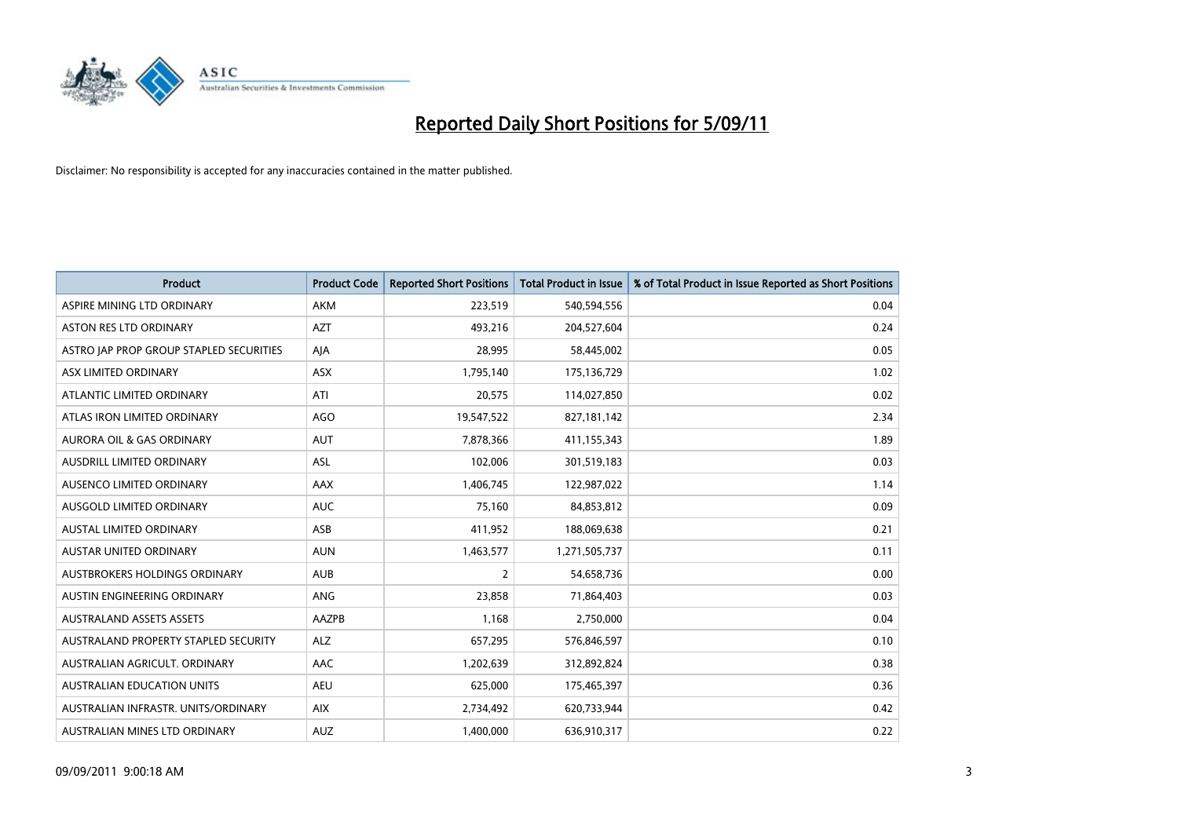# Reported Daily Short Positions for 5/09/11

Disclaimer: No responsibility is accepted for any inaccuracies contained in the matter published.

| Product | Product Code | Reported Short Positions | Total Product in Issue | % of Total Product in Issue Reported as Short Positions |
|---|---|---|---|---|
| ASPIRE MINING LTD ORDINARY | AKM | 223,519 | 540,594,556 | 0.04 |
| ASTON RES LTD ORDINARY | AZT | 493,216 | 204,527,604 | 0.24 |
| ASTRO JAP PROP GROUP STAPLED SECURITIES | AJA | 28,995 | 58,445,002 | 0.05 |
| ASX LIMITED ORDINARY | ASX | 1,795,140 | 175,136,729 | 1.02 |
| ATLANTIC LIMITED ORDINARY | ATI | 20,575 | 114,027,850 | 0.02 |
| ATLAS IRON LIMITED ORDINARY | AGO | 19,547,522 | 827,181,142 | 2.34 |
| AURORA OIL & GAS ORDINARY | AUT | 7,878,366 | 411,155,343 | 1.89 |
| AUSDRILL LIMITED ORDINARY | ASL | 102,006 | 301,519,183 | 0.03 |
| AUSENCO LIMITED ORDINARY | AAX | 1,406,745 | 122,987,022 | 1.14 |
| AUSGOLD LIMITED ORDINARY | AUC | 75,160 | 84,853,812 | 0.09 |
| AUSTAL LIMITED ORDINARY | ASB | 411,952 | 188,069,638 | 0.21 |
| AUSTAR UNITED ORDINARY | AUN | 1,463,577 | 1,271,505,737 | 0.11 |
| AUSTBROKERS HOLDINGS ORDINARY | AUB | 2 | 54,658,736 | 0.00 |
| AUSTIN ENGINEERING ORDINARY | ANG | 23,858 | 71,864,403 | 0.03 |
| AUSTRALAND ASSETS ASSETS | AAZPB | 1,168 | 2,750,000 | 0.04 |
| AUSTRALAND PROPERTY STAPLED SECURITY | ALZ | 657,295 | 576,846,597 | 0.10 |
| AUSTRALIAN AGRICULT. ORDINARY | AAC | 1,202,639 | 312,892,824 | 0.38 |
| AUSTRALIAN EDUCATION UNITS | AEU | 625,000 | 175,465,397 | 0.36 |
| AUSTRALIAN INFRASTR. UNITS/ORDINARY | AIX | 2,734,492 | 620,733,944 | 0.42 |
| AUSTRALIAN MINES LTD ORDINARY | AUZ | 1,400,000 | 636,910,317 | 0.22 |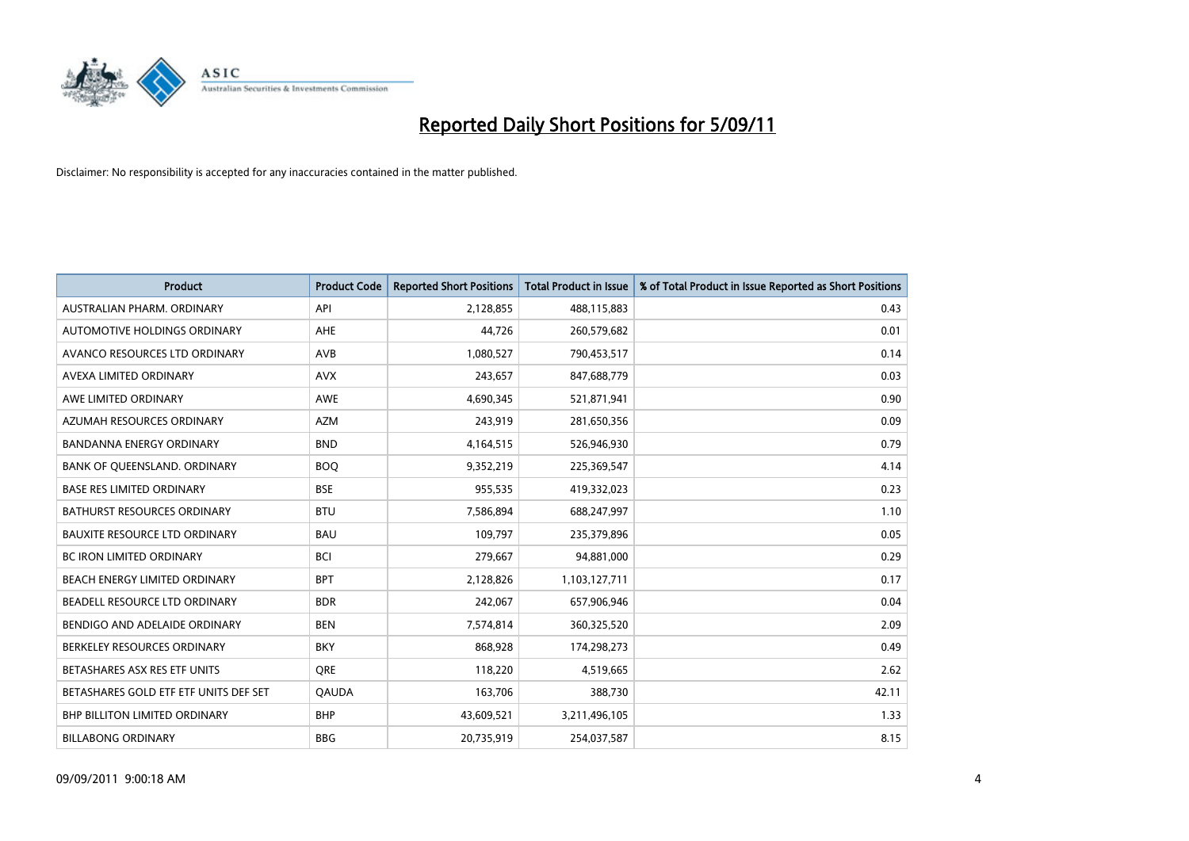# Reported Daily Short Positions for 5/09/11

Disclaimer: No responsibility is accepted for any inaccuracies contained in the matter published.

| Product | Product Code | Reported Short Positions | Total Product in Issue | % of Total Product in Issue Reported as Short Positions |
|---|---|---|---|---|
| AUSTRALIAN PHARM. ORDINARY | API | 2,128,855 | 488,115,883 | 0.43 |
| AUTOMOTIVE HOLDINGS ORDINARY | AHE | 44,726 | 260,579,682 | 0.01 |
| AVANCO RESOURCES LTD ORDINARY | AVB | 1,080,527 | 790,453,517 | 0.14 |
| AVEXA LIMITED ORDINARY | AVX | 243,657 | 847,688,779 | 0.03 |
| AWE LIMITED ORDINARY | AWE | 4,690,345 | 521,871,941 | 0.90 |
| AZUMAH RESOURCES ORDINARY | AZM | 243,919 | 281,650,356 | 0.09 |
| BANDANNA ENERGY ORDINARY | BND | 4,164,515 | 526,946,930 | 0.79 |
| BANK OF QUEENSLAND. ORDINARY | BOQ | 9,352,219 | 225,369,547 | 4.14 |
| BASE RES LIMITED ORDINARY | BSE | 955,535 | 419,332,023 | 0.23 |
| BATHURST RESOURCES ORDINARY | BTU | 7,586,894 | 688,247,997 | 1.10 |
| BAUXITE RESOURCE LTD ORDINARY | BAU | 109,797 | 235,379,896 | 0.05 |
| BC IRON LIMITED ORDINARY | BCI | 279,667 | 94,881,000 | 0.29 |
| BEACH ENERGY LIMITED ORDINARY | BPT | 2,128,826 | 1,103,127,711 | 0.17 |
| BEADELL RESOURCE LTD ORDINARY | BDR | 242,067 | 657,906,946 | 0.04 |
| BENDIGO AND ADELAIDE ORDINARY | BEN | 7,574,814 | 360,325,520 | 2.09 |
| BERKELEY RESOURCES ORDINARY | BKY | 868,928 | 174,298,273 | 0.49 |
| BETASHARES ASX RES ETF UNITS | QRE | 118,220 | 4,519,665 | 2.62 |
| BETASHARES GOLD ETF ETF UNITS DEF SET | QAUDA | 163,706 | 388,730 | 42.11 |
| BHP BILLITON LIMITED ORDINARY | BHP | 43,609,521 | 3,211,496,105 | 1.33 |
| BILLABONG ORDINARY | BBG | 20,735,919 | 254,037,587 | 8.15 |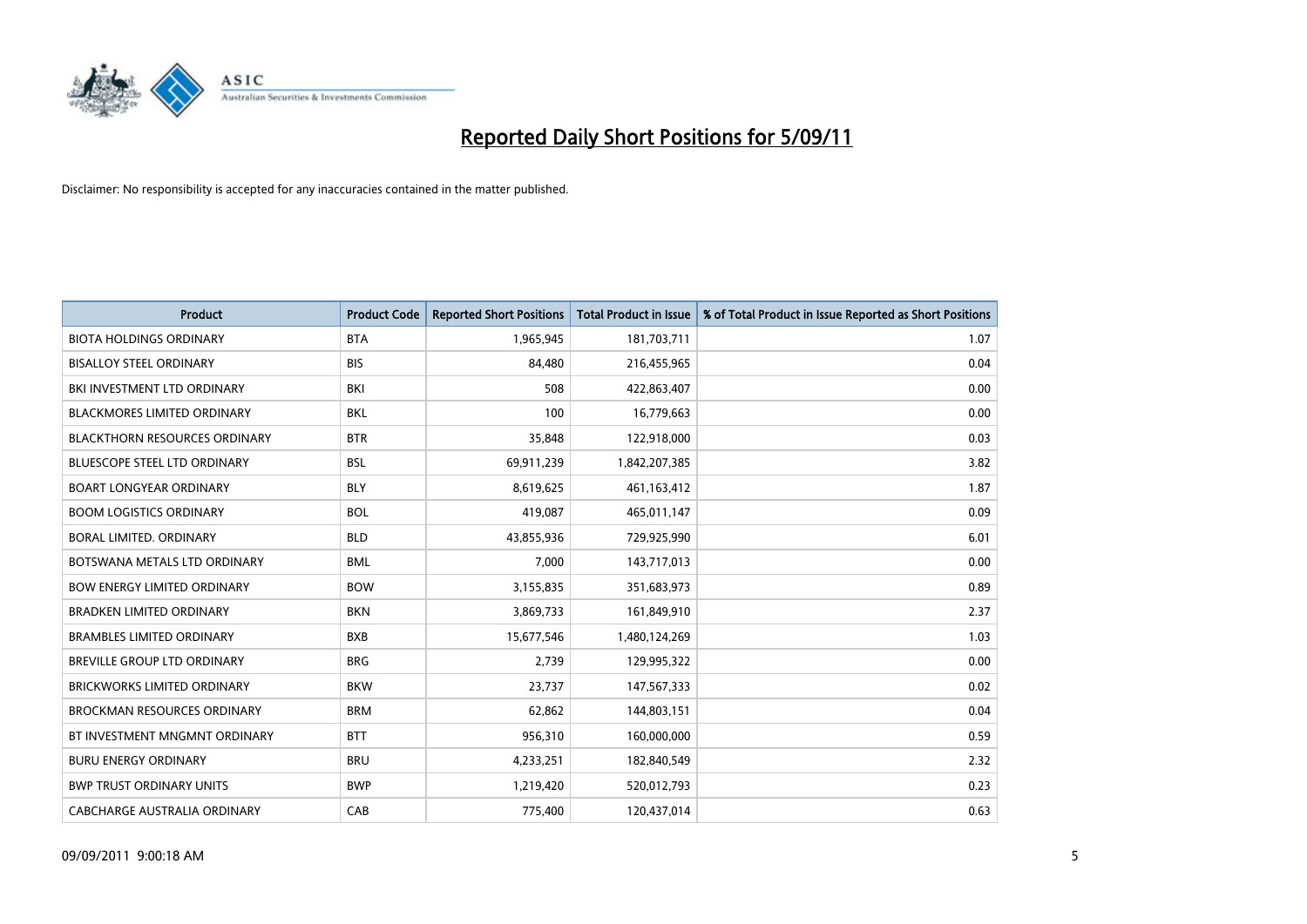# Reported Daily Short Positions for 5/09/11

Disclaimer: No responsibility is accepted for any inaccuracies contained in the matter published.

| Product | Product Code | Reported Short Positions | Total Product in Issue | % of Total Product in Issue Reported as Short Positions |
|---|---|---|---|---|
| BIOTA HOLDINGS ORDINARY | BTA | 1,965,945 | 181,703,711 | 1.07 |
| BISALLOY STEEL ORDINARY | BIS | 84,480 | 216,455,965 | 0.04 |
| BKI INVESTMENT LTD ORDINARY | BKI | 508 | 422,863,407 | 0.00 |
| BLACKMORES LIMITED ORDINARY | BKL | 100 | 16,779,663 | 0.00 |
| BLACKTHORN RESOURCES ORDINARY | BTR | 35,848 | 122,918,000 | 0.03 |
| BLUESCOPE STEEL LTD ORDINARY | BSL | 69,911,239 | 1,842,207,385 | 3.82 |
| BOART LONGYEAR ORDINARY | BLY | 8,619,625 | 461,163,412 | 1.87 |
| BOOM LOGISTICS ORDINARY | BOL | 419,087 | 465,011,147 | 0.09 |
| BORAL LIMITED. ORDINARY | BLD | 43,855,936 | 729,925,990 | 6.01 |
| BOTSWANA METALS LTD ORDINARY | BML | 7,000 | 143,717,013 | 0.00 |
| BOW ENERGY LIMITED ORDINARY | BOW | 3,155,835 | 351,683,973 | 0.89 |
| BRADKEN LIMITED ORDINARY | BKN | 3,869,733 | 161,849,910 | 2.37 |
| BRAMBLES LIMITED ORDINARY | BXB | 15,677,546 | 1,480,124,269 | 1.03 |
| BREVILLE GROUP LTD ORDINARY | BRG | 2,739 | 129,995,322 | 0.00 |
| BRICKWORKS LIMITED ORDINARY | BKW | 23,737 | 147,567,333 | 0.02 |
| BROCKMAN RESOURCES ORDINARY | BRM | 62,862 | 144,803,151 | 0.04 |
| BT INVESTMENT MNGMNT ORDINARY | BTT | 956,310 | 160,000,000 | 0.59 |
| BURU ENERGY ORDINARY | BRU | 4,233,251 | 182,840,549 | 2.32 |
| BWP TRUST ORDINARY UNITS | BWP | 1,219,420 | 520,012,793 | 0.23 |
| CABCHARGE AUSTRALIA ORDINARY | CAB | 775,400 | 120,437,014 | 0.63 |

09/09/2011 9:00:18 AM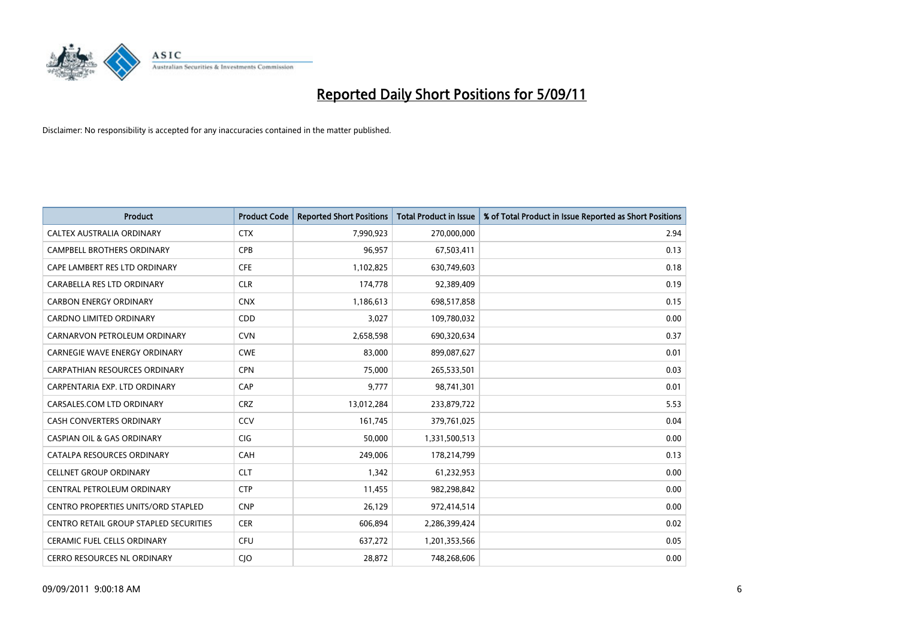# Reported Daily Short Positions for 5/09/11

Disclaimer: No responsibility is accepted for any inaccuracies contained in the matter published.

| Product | Product Code | Reported Short Positions | Total Product in Issue | % of Total Product in Issue Reported as Short Positions |
|---|---|---|---|---|
| CALTEX AUSTRALIA ORDINARY | CTX | 7,990,923 | 270,000,000 | 2.94 |
| CAMPBELL BROTHERS ORDINARY | CPB | 96,957 | 67,503,411 | 0.13 |
| CAPE LAMBERT RES LTD ORDINARY | CFE | 1,102,825 | 630,749,603 | 0.18 |
| CARABELLA RES LTD ORDINARY | CLR | 174,778 | 92,389,409 | 0.19 |
| CARBON ENERGY ORDINARY | CNX | 1,186,613 | 698,517,858 | 0.15 |
| CARDNO LIMITED ORDINARY | CDD | 3,027 | 109,780,032 | 0.00 |
| CARNARVON PETROLEUM ORDINARY | CVN | 2,658,598 | 690,320,634 | 0.37 |
| CARNEGIE WAVE ENERGY ORDINARY | CWE | 83,000 | 899,087,627 | 0.01 |
| CARPATHIAN RESOURCES ORDINARY | CPN | 75,000 | 265,533,501 | 0.03 |
| CARPENTARIA EXP. LTD ORDINARY | CAP | 9,777 | 98,741,301 | 0.01 |
| CARSALES.COM LTD ORDINARY | CRZ | 13,012,284 | 233,879,722 | 5.53 |
| CASH CONVERTERS ORDINARY | CCV | 161,745 | 379,761,025 | 0.04 |
| CASPIAN OIL & GAS ORDINARY | CIG | 50,000 | 1,331,500,513 | 0.00 |
| CATALPA RESOURCES ORDINARY | CAH | 249,006 | 178,214,799 | 0.13 |
| CELLNET GROUP ORDINARY | CLT | 1,342 | 61,232,953 | 0.00 |
| CENTRAL PETROLEUM ORDINARY | CTP | 11,455 | 982,298,842 | 0.00 |
| CENTRO PROPERTIES UNITS/ORD STAPLED | CNP | 26,129 | 972,414,514 | 0.00 |
| CENTRO RETAIL GROUP STAPLED SECURITIES | CER | 606,894 | 2,286,399,424 | 0.02 |
| CERAMIC FUEL CELLS ORDINARY | CFU | 637,272 | 1,201,353,566 | 0.05 |
| CERRO RESOURCES NL ORDINARY | CJO | 28,872 | 748,268,606 | 0.00 |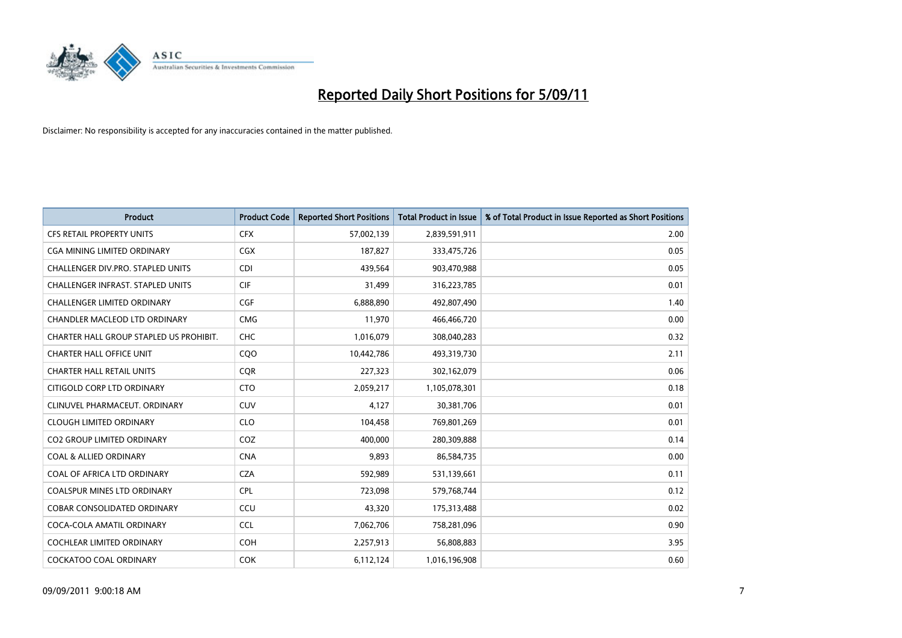# Reported Daily Short Positions for 5/09/11

Disclaimer: No responsibility is accepted for any inaccuracies contained in the matter published.

| Product | Product Code | Reported Short Positions | Total Product in Issue | % of Total Product in Issue Reported as Short Positions |
|---|---|---|---|---|
| CFS RETAIL PROPERTY UNITS | CFX | 57,002,139 | 2,839,591,911 | 2.00 |
| CGA MINING LIMITED ORDINARY | CGX | 187,827 | 333,475,726 | 0.05 |
| CHALLENGER DIV.PRO. STAPLED UNITS | CDI | 439,564 | 903,470,988 | 0.05 |
| CHALLENGER INFRAST. STAPLED UNITS | CIF | 31,499 | 316,223,785 | 0.01 |
| CHALLENGER LIMITED ORDINARY | CGF | 6,888,890 | 492,807,490 | 1.40 |
| CHANDLER MACLEOD LTD ORDINARY | CMG | 11,970 | 466,466,720 | 0.00 |
| CHARTER HALL GROUP STAPLED US PROHIBIT. | CHC | 1,016,079 | 308,040,283 | 0.32 |
| CHARTER HALL OFFICE UNIT | CQO | 10,442,786 | 493,319,730 | 2.11 |
| CHARTER HALL RETAIL UNITS | CQR | 227,323 | 302,162,079 | 0.06 |
| CITIGOLD CORP LTD ORDINARY | CTO | 2,059,217 | 1,105,078,301 | 0.18 |
| CLINUVEL PHARMACEUT. ORDINARY | CUV | 4,127 | 30,381,706 | 0.01 |
| CLOUGH LIMITED ORDINARY | CLO | 104,458 | 769,801,269 | 0.01 |
| CO2 GROUP LIMITED ORDINARY | COZ | 400,000 | 280,309,888 | 0.14 |
| COAL & ALLIED ORDINARY | CNA | 9,893 | 86,584,735 | 0.00 |
| COAL OF AFRICA LTD ORDINARY | CZA | 592,989 | 531,139,661 | 0.11 |
| COALSPUR MINES LTD ORDINARY | CPL | 723,098 | 579,768,744 | 0.12 |
| COBAR CONSOLIDATED ORDINARY | CCU | 43,320 | 175,313,488 | 0.02 |
| COCA-COLA AMATIL ORDINARY | CCL | 7,062,706 | 758,281,096 | 0.90 |
| COCHLEAR LIMITED ORDINARY | COH | 2,257,913 | 56,808,883 | 3.95 |
| COCKATOO COAL ORDINARY | COK | 6,112,124 | 1,016,196,908 | 0.60 |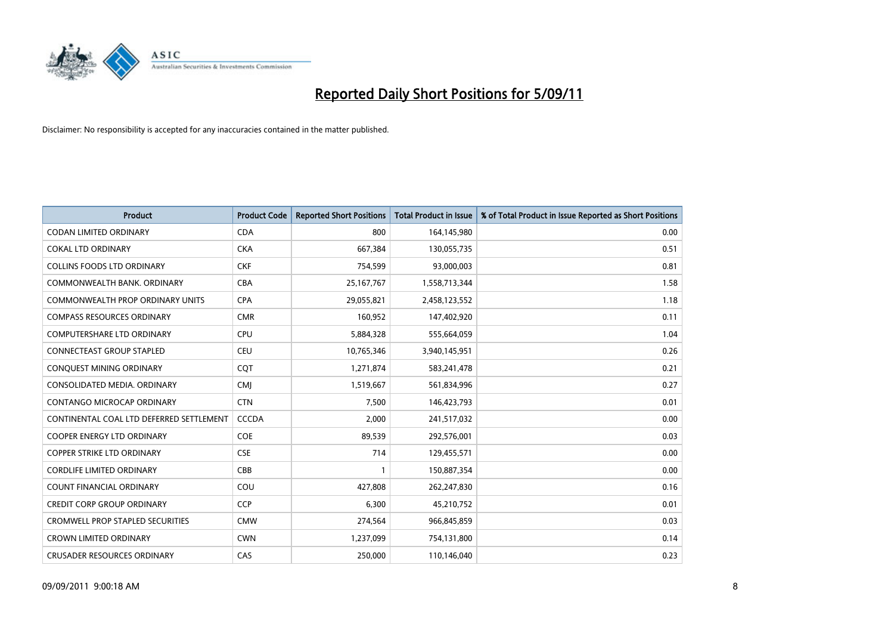# Reported Daily Short Positions for 5/09/11

Disclaimer: No responsibility is accepted for any inaccuracies contained in the matter published.

| Product | Product Code | Reported Short Positions | Total Product in Issue | % of Total Product in Issue Reported as Short Positions |
|---|---|---|---|---|
| CODAN LIMITED ORDINARY | CDA | 800 | 164,145,980 | 0.00 |
| COKAL LTD ORDINARY | CKA | 667,384 | 130,055,735 | 0.51 |
| COLLINS FOODS LTD ORDINARY | CKF | 754,599 | 93,000,003 | 0.81 |
| COMMONWEALTH BANK. ORDINARY | CBA | 25,167,767 | 1,558,713,344 | 1.58 |
| COMMONWEALTH PROP ORDINARY UNITS | CPA | 29,055,821 | 2,458,123,552 | 1.18 |
| COMPASS RESOURCES ORDINARY | CMR | 160,952 | 147,402,920 | 0.11 |
| COMPUTERSHARE LTD ORDINARY | CPU | 5,884,328 | 555,664,059 | 1.04 |
| CONNECTEAST GROUP STAPLED | CEU | 10,765,346 | 3,940,145,951 | 0.26 |
| CONQUEST MINING ORDINARY | CQT | 1,271,874 | 583,241,478 | 0.21 |
| CONSOLIDATED MEDIA. ORDINARY | CMJ | 1,519,667 | 561,834,996 | 0.27 |
| CONTANGO MICROCAP ORDINARY | CTN | 7,500 | 146,423,793 | 0.01 |
| CONTINENTAL COAL LTD DEFERRED SETTLEMENT | CCCDA | 2,000 | 241,517,032 | 0.00 |
| COOPER ENERGY LTD ORDINARY | COE | 89,539 | 292,576,001 | 0.03 |
| COPPER STRIKE LTD ORDINARY | CSE | 714 | 129,455,571 | 0.00 |
| CORDLIFE LIMITED ORDINARY | CBB | 1 | 150,887,354 | 0.00 |
| COUNT FINANCIAL ORDINARY | COU | 427,808 | 262,247,830 | 0.16 |
| CREDIT CORP GROUP ORDINARY | CCP | 6,300 | 45,210,752 | 0.01 |
| CROMWELL PROP STAPLED SECURITIES | CMW | 274,564 | 966,845,859 | 0.03 |
| CROWN LIMITED ORDINARY | CWN | 1,237,099 | 754,131,800 | 0.14 |
| CRUSADER RESOURCES ORDINARY | CAS | 250,000 | 110,146,040 | 0.23 |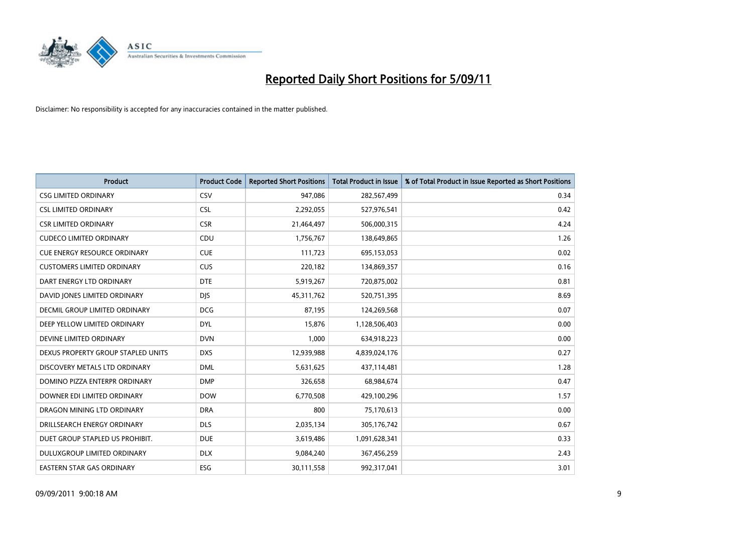# Reported Daily Short Positions for 5/09/11

Disclaimer: No responsibility is accepted for any inaccuracies contained in the matter published.

| Product | Product Code | Reported Short Positions | Total Product in Issue | % of Total Product in Issue Reported as Short Positions |
|---|---|---|---|---|
| CSG LIMITED ORDINARY | CSV | 947,086 | 282,567,499 | 0.34 |
| CSL LIMITED ORDINARY | CSL | 2,292,055 | 527,976,541 | 0.42 |
| CSR LIMITED ORDINARY | CSR | 21,464,497 | 506,000,315 | 4.24 |
| CUDECO LIMITED ORDINARY | CDU | 1,756,767 | 138,649,865 | 1.26 |
| CUE ENERGY RESOURCE ORDINARY | CUE | 111,723 | 695,153,053 | 0.02 |
| CUSTOMERS LIMITED ORDINARY | CUS | 220,182 | 134,869,357 | 0.16 |
| DART ENERGY LTD ORDINARY | DTE | 5,919,267 | 720,875,002 | 0.81 |
| DAVID JONES LIMITED ORDINARY | DJS | 45,311,762 | 520,751,395 | 8.69 |
| DECMIL GROUP LIMITED ORDINARY | DCG | 87,195 | 124,269,568 | 0.07 |
| DEEP YELLOW LIMITED ORDINARY | DYL | 15,876 | 1,128,506,403 | 0.00 |
| DEVINE LIMITED ORDINARY | DVN | 1,000 | 634,918,223 | 0.00 |
| DEXUS PROPERTY GROUP STAPLED UNITS | DXS | 12,939,988 | 4,839,024,176 | 0.27 |
| DISCOVERY METALS LTD ORDINARY | DML | 5,631,625 | 437,114,481 | 1.28 |
| DOMINO PIZZA ENTERPR ORDINARY | DMP | 326,658 | 68,984,674 | 0.47 |
| DOWNER EDI LIMITED ORDINARY | DOW | 6,770,508 | 429,100,296 | 1.57 |
| DRAGON MINING LTD ORDINARY | DRA | 800 | 75,170,613 | 0.00 |
| DRILLSEARCH ENERGY ORDINARY | DLS | 2,035,134 | 305,176,742 | 0.67 |
| DUET GROUP STAPLED US PROHIBIT. | DUE | 3,619,486 | 1,091,628,341 | 0.33 |
| DULUXGROUP LIMITED ORDINARY | DLX | 9,084,240 | 367,456,259 | 2.43 |
| EASTERN STAR GAS ORDINARY | ESG | 30,111,558 | 992,317,041 | 3.01 |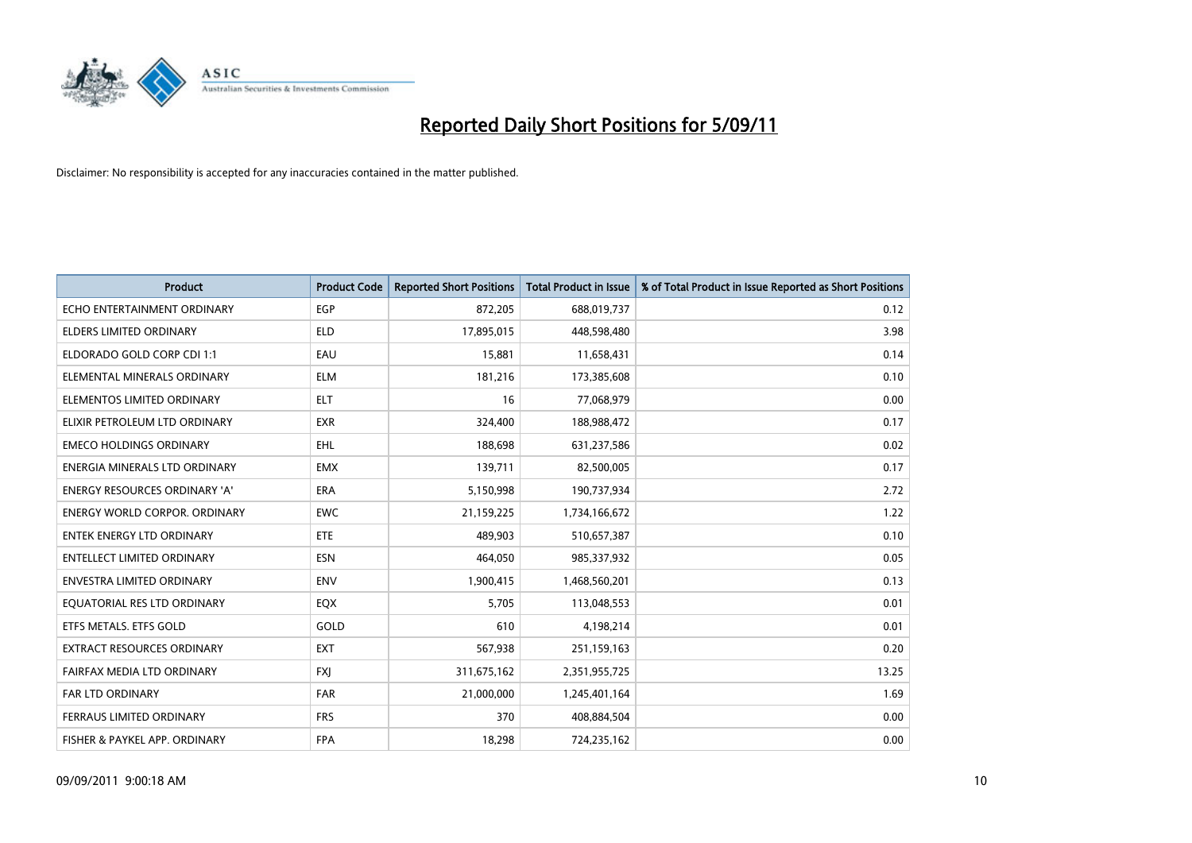# Reported Daily Short Positions for 5/09/11

Disclaimer: No responsibility is accepted for any inaccuracies contained in the matter published.

| Product | Product Code | Reported Short Positions | Total Product in Issue | % of Total Product in Issue Reported as Short Positions |
|---|---|---|---|---|
| ECHO ENTERTAINMENT ORDINARY | EGP | 872,205 | 688,019,737 | 0.12 |
| ELDERS LIMITED ORDINARY | ELD | 17,895,015 | 448,598,480 | 3.98 |
| ELDORADO GOLD CORP CDI 1:1 | EAU | 15,881 | 11,658,431 | 0.14 |
| ELEMENTAL MINERALS ORDINARY | ELM | 181,216 | 173,385,608 | 0.10 |
| ELEMENTOS LIMITED ORDINARY | ELT | 16 | 77,068,979 | 0.00 |
| ELIXIR PETROLEUM LTD ORDINARY | EXR | 324,400 | 188,988,472 | 0.17 |
| EMECO HOLDINGS ORDINARY | EHL | 188,698 | 631,237,586 | 0.02 |
| ENERGIA MINERALS LTD ORDINARY | EMX | 139,711 | 82,500,005 | 0.17 |
| ENERGY RESOURCES ORDINARY 'A' | ERA | 5,150,998 | 190,737,934 | 2.72 |
| ENERGY WORLD CORPOR. ORDINARY | EWC | 21,159,225 | 1,734,166,672 | 1.22 |
| ENTEK ENERGY LTD ORDINARY | ETE | 489,903 | 510,657,387 | 0.10 |
| ENTELLECT LIMITED ORDINARY | ESN | 464,050 | 985,337,932 | 0.05 |
| ENVESTRA LIMITED ORDINARY | ENV | 1,900,415 | 1,468,560,201 | 0.13 |
| EQUATORIAL RES LTD ORDINARY | EQX | 5,705 | 113,048,553 | 0.01 |
| ETFS METALS. ETFS GOLD | GOLD | 610 | 4,198,214 | 0.01 |
| EXTRACT RESOURCES ORDINARY | EXT | 567,938 | 251,159,163 | 0.20 |
| FAIRFAX MEDIA LTD ORDINARY | FXJ | 311,675,162 | 2,351,955,725 | 13.25 |
| FAR LTD ORDINARY | FAR | 21,000,000 | 1,245,401,164 | 1.69 |
| FERRAUS LIMITED ORDINARY | FRS | 370 | 408,884,504 | 0.00 |
| FISHER & PAYKEL APP. ORDINARY | FPA | 18,298 | 724,235,162 | 0.00 |

09/09/2011 9:00:18 AM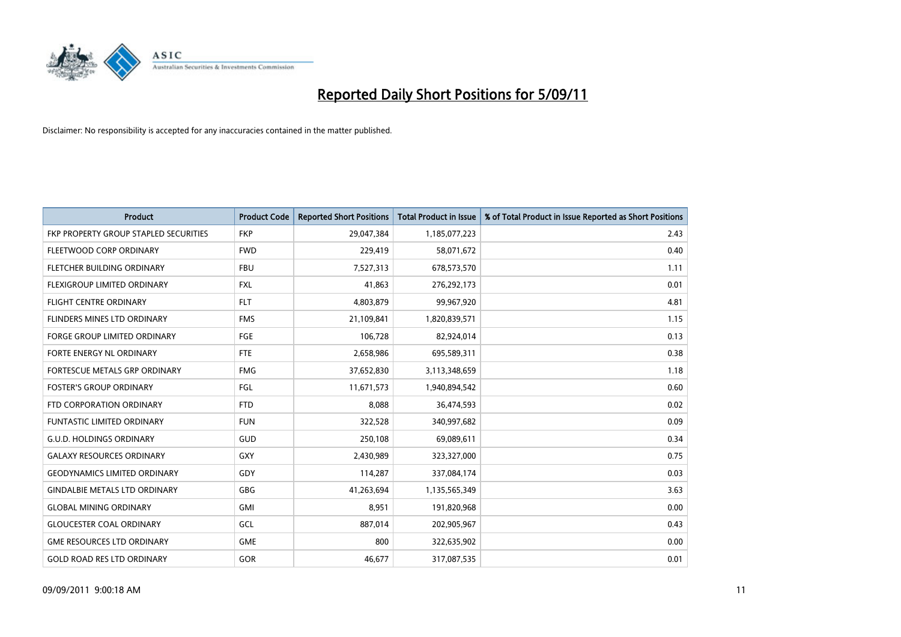# Reported Daily Short Positions for 5/09/11

Disclaimer: No responsibility is accepted for any inaccuracies contained in the matter published.

| Product | Product Code | Reported Short Positions | Total Product in Issue | % of Total Product in Issue Reported as Short Positions |
|---|---|---|---|---|
| FKP PROPERTY GROUP STAPLED SECURITIES | FKP | 29,047,384 | 1,185,077,223 | 2.43 |
| FLEETWOOD CORP ORDINARY | FWD | 229,419 | 58,071,672 | 0.40 |
| FLETCHER BUILDING ORDINARY | FBU | 7,527,313 | 678,573,570 | 1.11 |
| FLEXIGROUP LIMITED ORDINARY | FXL | 41,863 | 276,292,173 | 0.01 |
| FLIGHT CENTRE ORDINARY | FLT | 4,803,879 | 99,967,920 | 4.81 |
| FLINDERS MINES LTD ORDINARY | FMS | 21,109,841 | 1,820,839,571 | 1.15 |
| FORGE GROUP LIMITED ORDINARY | FGE | 106,728 | 82,924,014 | 0.13 |
| FORTE ENERGY NL ORDINARY | FTE | 2,658,986 | 695,589,311 | 0.38 |
| FORTESCUE METALS GRP ORDINARY | FMG | 37,652,830 | 3,113,348,659 | 1.18 |
| FOSTER'S GROUP ORDINARY | FGL | 11,671,573 | 1,940,894,542 | 0.60 |
| FTD CORPORATION ORDINARY | FTD | 8,088 | 36,474,593 | 0.02 |
| FUNTASTIC LIMITED ORDINARY | FUN | 322,528 | 340,997,682 | 0.09 |
| G.U.D. HOLDINGS ORDINARY | GUD | 250,108 | 69,089,611 | 0.34 |
| GALAXY RESOURCES ORDINARY | GXY | 2,430,989 | 323,327,000 | 0.75 |
| GEODYNAMICS LIMITED ORDINARY | GDY | 114,287 | 337,084,174 | 0.03 |
| GINDALBIE METALS LTD ORDINARY | GBG | 41,263,694 | 1,135,565,349 | 3.63 |
| GLOBAL MINING ORDINARY | GMI | 8,951 | 191,820,968 | 0.00 |
| GLOUCESTER COAL ORDINARY | GCL | 887,014 | 202,905,967 | 0.43 |
| GME RESOURCES LTD ORDINARY | GME | 800 | 322,635,902 | 0.00 |
| GOLD ROAD RES LTD ORDINARY | GOR | 46,677 | 317,087,535 | 0.01 |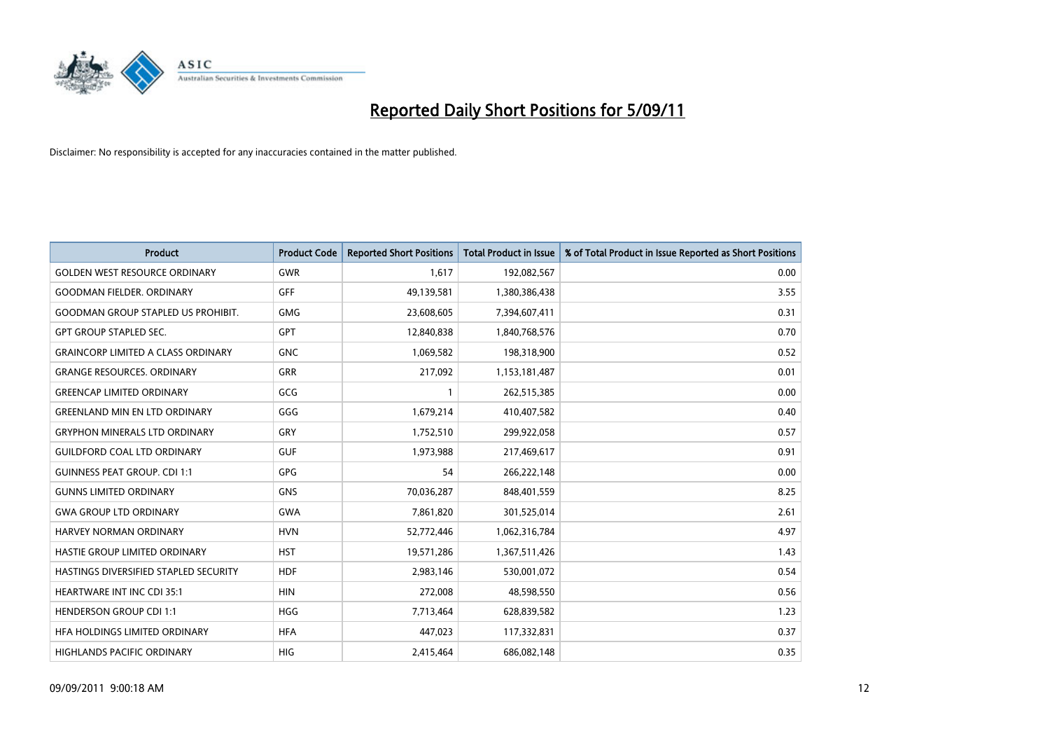# Reported Daily Short Positions for 5/09/11

Disclaimer: No responsibility is accepted for any inaccuracies contained in the matter published.

| Product | Product Code | Reported Short Positions | Total Product in Issue | % of Total Product in Issue Reported as Short Positions |
|---|---|---|---|---|
| GOLDEN WEST RESOURCE ORDINARY | GWR | 1,617 | 192,082,567 | 0.00 |
| GOODMAN FIELDER. ORDINARY | GFF | 49,139,581 | 1,380,386,438 | 3.55 |
| GOODMAN GROUP STAPLED US PROHIBIT. | GMG | 23,608,605 | 7,394,607,411 | 0.31 |
| GPT GROUP STAPLED SEC. | GPT | 12,840,838 | 1,840,768,576 | 0.70 |
| GRAINCORP LIMITED A CLASS ORDINARY | GNC | 1,069,582 | 198,318,900 | 0.52 |
| GRANGE RESOURCES. ORDINARY | GRR | 217,092 | 1,153,181,487 | 0.01 |
| GREENCAP LIMITED ORDINARY | GCG | 1 | 262,515,385 | 0.00 |
| GREENLAND MIN EN LTD ORDINARY | GGG | 1,679,214 | 410,407,582 | 0.40 |
| GRYPHON MINERALS LTD ORDINARY | GRY | 1,752,510 | 299,922,058 | 0.57 |
| GUILDFORD COAL LTD ORDINARY | GUF | 1,973,988 | 217,469,617 | 0.91 |
| GUINNESS PEAT GROUP. CDI 1:1 | GPG | 54 | 266,222,148 | 0.00 |
| GUNNS LIMITED ORDINARY | GNS | 70,036,287 | 848,401,559 | 8.25 |
| GWA GROUP LTD ORDINARY | GWA | 7,861,820 | 301,525,014 | 2.61 |
| HARVEY NORMAN ORDINARY | HVN | 52,772,446 | 1,062,316,784 | 4.97 |
| HASTIE GROUP LIMITED ORDINARY | HST | 19,571,286 | 1,367,511,426 | 1.43 |
| HASTINGS DIVERSIFIED STAPLED SECURITY | HDF | 2,983,146 | 530,001,072 | 0.54 |
| HEARTWARE INT INC CDI 35:1 | HIN | 272,008 | 48,598,550 | 0.56 |
| HENDERSON GROUP CDI 1:1 | HGG | 7,713,464 | 628,839,582 | 1.23 |
| HFA HOLDINGS LIMITED ORDINARY | HFA | 447,023 | 117,332,831 | 0.37 |
| HIGHLANDS PACIFIC ORDINARY | HIG | 2,415,464 | 686,082,148 | 0.35 |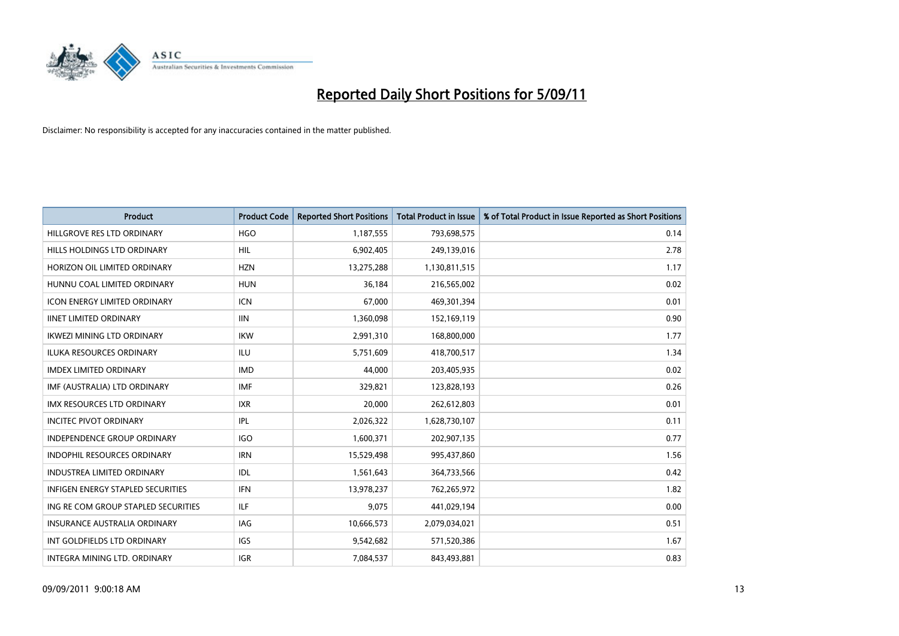# Reported Daily Short Positions for 5/09/11

Disclaimer: No responsibility is accepted for any inaccuracies contained in the matter published.

| Product | Product Code | Reported Short Positions | Total Product in Issue | % of Total Product in Issue Reported as Short Positions |
|---|---|---|---|---|
| HILLGROVE RES LTD ORDINARY | HGO | 1,187,555 | 793,698,575 | 0.14 |
| HILLS HOLDINGS LTD ORDINARY | HIL | 6,902,405 | 249,139,016 | 2.78 |
| HORIZON OIL LIMITED ORDINARY | HZN | 13,275,288 | 1,130,811,515 | 1.17 |
| HUNNU COAL LIMITED ORDINARY | HUN | 36,184 | 216,565,002 | 0.02 |
| ICON ENERGY LIMITED ORDINARY | ICN | 67,000 | 469,301,394 | 0.01 |
| IINET LIMITED ORDINARY | IIN | 1,360,098 | 152,169,119 | 0.90 |
| IKWEZI MINING LTD ORDINARY | IKW | 2,991,310 | 168,800,000 | 1.77 |
| ILUKA RESOURCES ORDINARY | ILU | 5,751,609 | 418,700,517 | 1.34 |
| IMDEX LIMITED ORDINARY | IMD | 44,000 | 203,405,935 | 0.02 |
| IMF (AUSTRALIA) LTD ORDINARY | IMF | 329,821 | 123,828,193 | 0.26 |
| IMX RESOURCES LTD ORDINARY | IXR | 20,000 | 262,612,803 | 0.01 |
| INCITEC PIVOT ORDINARY | IPL | 2,026,322 | 1,628,730,107 | 0.11 |
| INDEPENDENCE GROUP ORDINARY | IGO | 1,600,371 | 202,907,135 | 0.77 |
| INDOPHIL RESOURCES ORDINARY | IRN | 15,529,498 | 995,437,860 | 1.56 |
| INDUSTREA LIMITED ORDINARY | IDL | 1,561,643 | 364,733,566 | 0.42 |
| INFIGEN ENERGY STAPLED SECURITIES | IFN | 13,978,237 | 762,265,972 | 1.82 |
| ING RE COM GROUP STAPLED SECURITIES | ILF | 9,075 | 441,029,194 | 0.00 |
| INSURANCE AUSTRALIA ORDINARY | IAG | 10,666,573 | 2,079,034,021 | 0.51 |
| INT GOLDFIELDS LTD ORDINARY | IGS | 9,542,682 | 571,520,386 | 1.67 |
| INTEGRA MINING LTD. ORDINARY | IGR | 7,084,537 | 843,493,881 | 0.83 |

09/09/2011 9:00:18 AM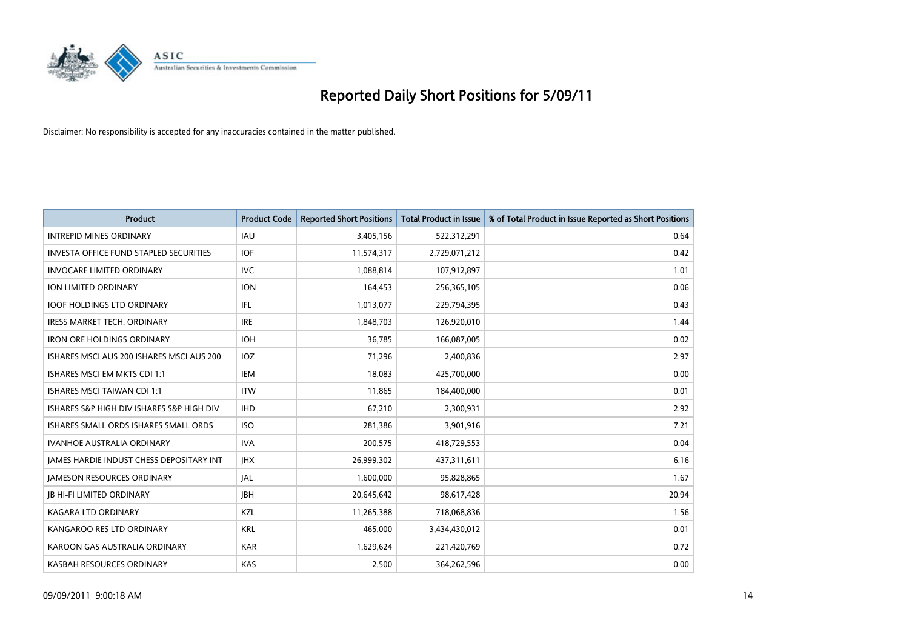# Reported Daily Short Positions for 5/09/11

Disclaimer: No responsibility is accepted for any inaccuracies contained in the matter published.

| Product | Product Code | Reported Short Positions | Total Product in Issue | % of Total Product in Issue Reported as Short Positions |
|---|---|---|---|---|
| INTREPID MINES ORDINARY | IAU | 3,405,156 | 522,312,291 | 0.64 |
| INVESTA OFFICE FUND STAPLED SECURITIES | IOF | 11,574,317 | 2,729,071,212 | 0.42 |
| INVOCARE LIMITED ORDINARY | IVC | 1,088,814 | 107,912,897 | 1.01 |
| ION LIMITED ORDINARY | ION | 164,453 | 256,365,105 | 0.06 |
| IOOF HOLDINGS LTD ORDINARY | IFL | 1,013,077 | 229,794,395 | 0.43 |
| IRESS MARKET TECH. ORDINARY | IRE | 1,848,703 | 126,920,010 | 1.44 |
| IRON ORE HOLDINGS ORDINARY | IOH | 36,785 | 166,087,005 | 0.02 |
| ISHARES MSCI AUS 200 ISHARES MSCI AUS 200 | IOZ | 71,296 | 2,400,836 | 2.97 |
| ISHARES MSCI EM MKTS CDI 1:1 | IEM | 18,083 | 425,700,000 | 0.00 |
| ISHARES MSCI TAIWAN CDI 1:1 | ITW | 11,865 | 184,400,000 | 0.01 |
| ISHARES S&P HIGH DIV ISHARES S&P HIGH DIV | IHD | 67,210 | 2,300,931 | 2.92 |
| ISHARES SMALL ORDS ISHARES SMALL ORDS | ISO | 281,386 | 3,901,916 | 7.21 |
| IVANHOE AUSTRALIA ORDINARY | IVA | 200,575 | 418,729,553 | 0.04 |
| JAMES HARDIE INDUST CHESS DEPOSITARY INT | JHX | 26,999,302 | 437,311,611 | 6.16 |
| JAMESON RESOURCES ORDINARY | JAL | 1,600,000 | 95,828,865 | 1.67 |
| JB HI-FI LIMITED ORDINARY | JBH | 20,645,642 | 98,617,428 | 20.94 |
| KAGARA LTD ORDINARY | KZL | 11,265,388 | 718,068,836 | 1.56 |
| KANGAROO RES LTD ORDINARY | KRL | 465,000 | 3,434,430,012 | 0.01 |
| KAROON GAS AUSTRALIA ORDINARY | KAR | 1,629,624 | 221,420,769 | 0.72 |
| KASBAH RESOURCES ORDINARY | KAS | 2,500 | 364,262,596 | 0.00 |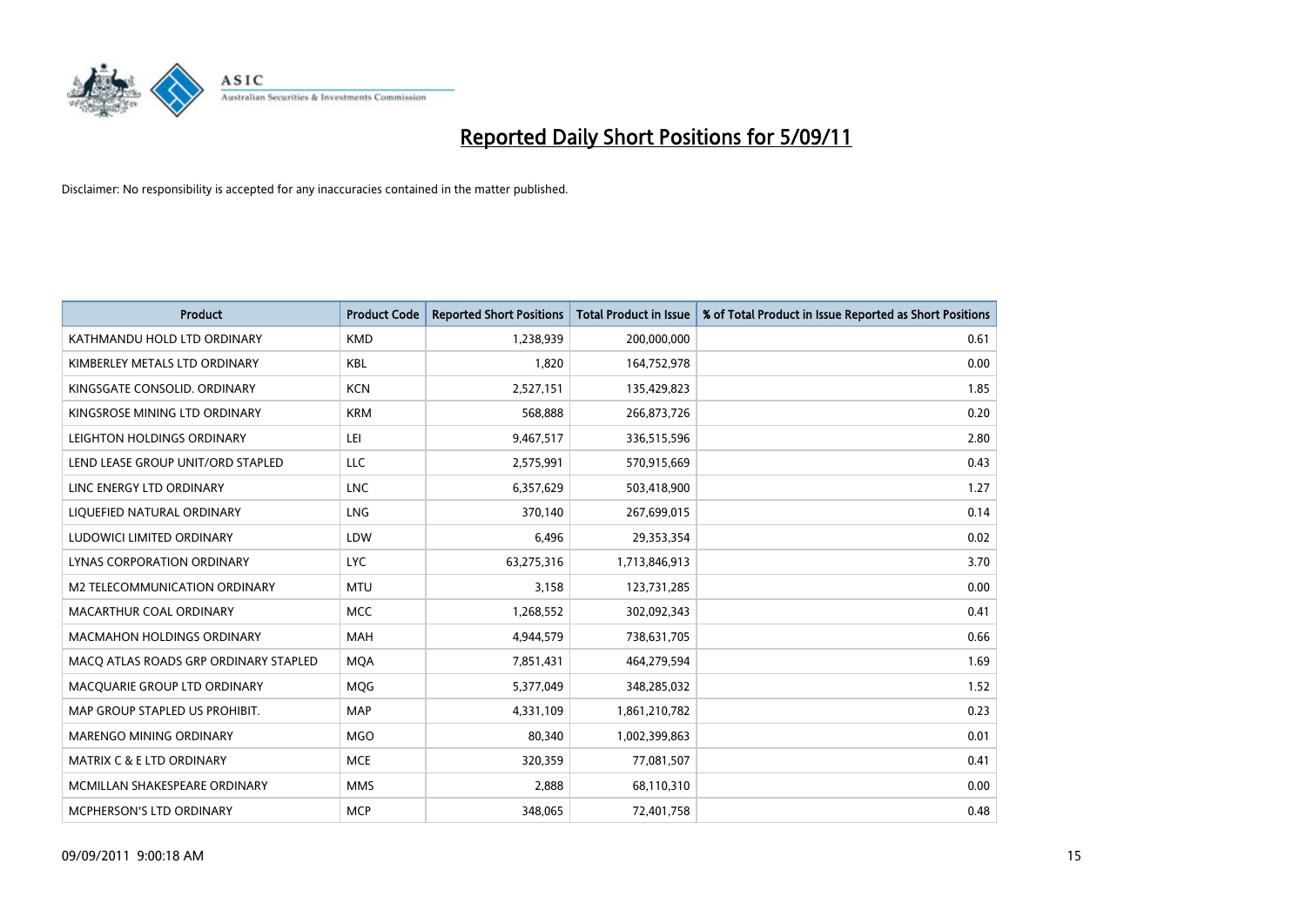# Reported Daily Short Positions for 5/09/11

Disclaimer: No responsibility is accepted for any inaccuracies contained in the matter published.

| Product | Product Code | Reported Short Positions | Total Product in Issue | % of Total Product in Issue Reported as Short Positions |
|---|---|---|---|---|
| KATHMANDU HOLD LTD ORDINARY | KMD | 1,238,939 | 200,000,000 | 0.61 |
| KIMBERLEY METALS LTD ORDINARY | KBL | 1,820 | 164,752,978 | 0.00 |
| KINGSGATE CONSOLID. ORDINARY | KCN | 2,527,151 | 135,429,823 | 1.85 |
| KINGSROSE MINING LTD ORDINARY | KRM | 568,888 | 266,873,726 | 0.20 |
| LEIGHTON HOLDINGS ORDINARY | LEI | 9,467,517 | 336,515,596 | 2.80 |
| LEND LEASE GROUP UNIT/ORD STAPLED | LLC | 2,575,991 | 570,915,669 | 0.43 |
| LINC ENERGY LTD ORDINARY | LNC | 6,357,629 | 503,418,900 | 1.27 |
| LIQUEFIED NATURAL ORDINARY | LNG | 370,140 | 267,699,015 | 0.14 |
| LUDOWICI LIMITED ORDINARY | LDW | 6,496 | 29,353,354 | 0.02 |
| LYNAS CORPORATION ORDINARY | LYC | 63,275,316 | 1,713,846,913 | 3.70 |
| M2 TELECOMMUNICATION ORDINARY | MTU | 3,158 | 123,731,285 | 0.00 |
| MACARTHUR COAL ORDINARY | MCC | 1,268,552 | 302,092,343 | 0.41 |
| MACMAHON HOLDINGS ORDINARY | MAH | 4,944,579 | 738,631,705 | 0.66 |
| MACQ ATLAS ROADS GRP ORDINARY STAPLED | MQA | 7,851,431 | 464,279,594 | 1.69 |
| MACQUARIE GROUP LTD ORDINARY | MQG | 5,377,049 | 348,285,032 | 1.52 |
| MAP GROUP STAPLED US PROHIBIT. | MAP | 4,331,109 | 1,861,210,782 | 0.23 |
| MARENGO MINING ORDINARY | MGO | 80,340 | 1,002,399,863 | 0.01 |
| MATRIX C & E LTD ORDINARY | MCE | 320,359 | 77,081,507 | 0.41 |
| MCMILLAN SHAKESPEARE ORDINARY | MMS | 2,888 | 68,110,310 | 0.00 |
| MCPHERSON'S LTD ORDINARY | MCP | 348,065 | 72,401,758 | 0.48 |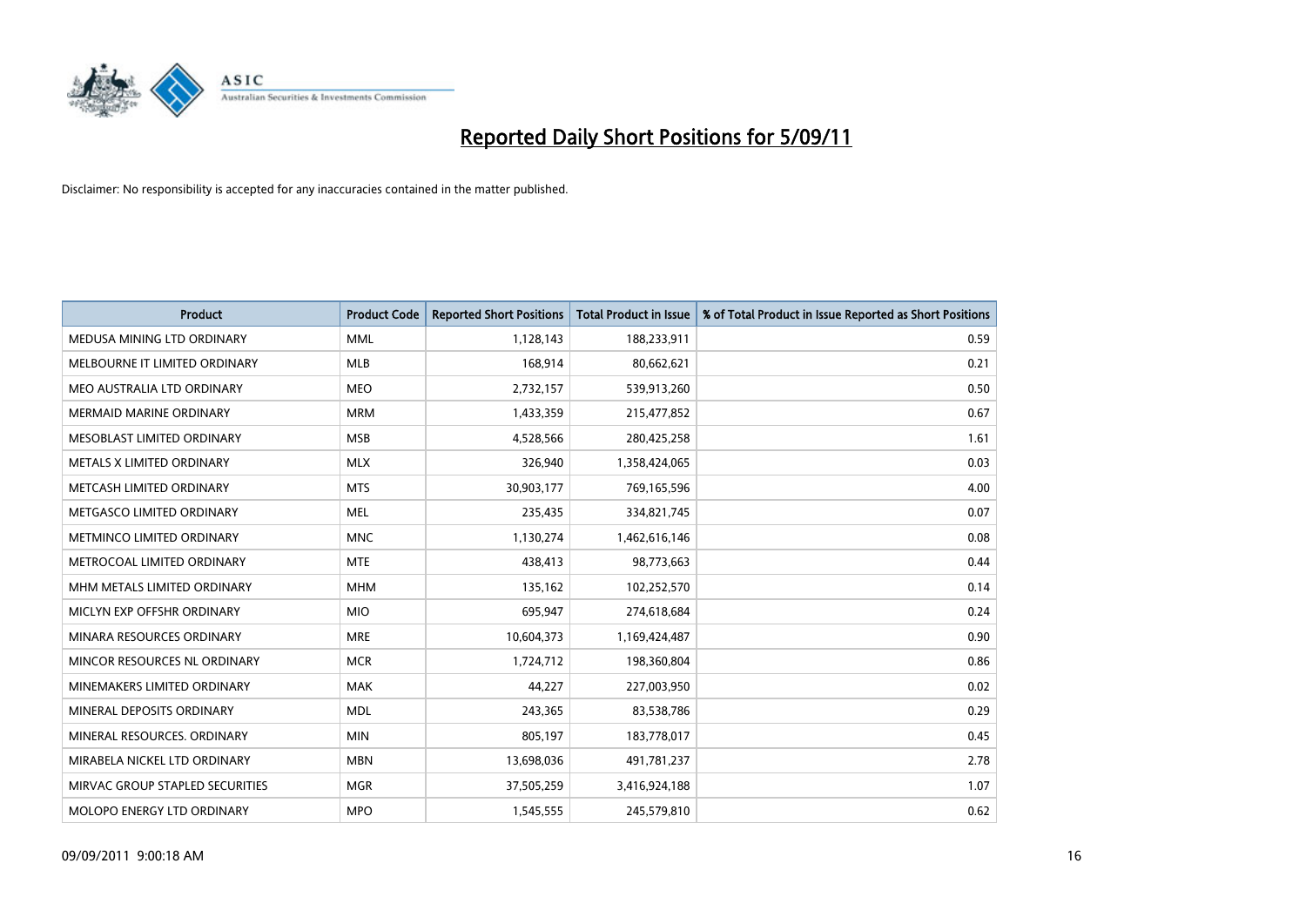# Reported Daily Short Positions for 5/09/11

Disclaimer: No responsibility is accepted for any inaccuracies contained in the matter published.

| Product | Product Code | Reported Short Positions | Total Product in Issue | % of Total Product in Issue Reported as Short Positions |
|---|---|---|---|---|
| MEDUSA MINING LTD ORDINARY | MML | 1,128,143 | 188,233,911 | 0.59 |
| MELBOURNE IT LIMITED ORDINARY | MLB | 168,914 | 80,662,621 | 0.21 |
| MEO AUSTRALIA LTD ORDINARY | MEO | 2,732,157 | 539,913,260 | 0.50 |
| MERMAID MARINE ORDINARY | MRM | 1,433,359 | 215,477,852 | 0.67 |
| MESOBLAST LIMITED ORDINARY | MSB | 4,528,566 | 280,425,258 | 1.61 |
| METALS X LIMITED ORDINARY | MLX | 326,940 | 1,358,424,065 | 0.03 |
| METCASH LIMITED ORDINARY | MTS | 30,903,177 | 769,165,596 | 4.00 |
| METGASCO LIMITED ORDINARY | MEL | 235,435 | 334,821,745 | 0.07 |
| METMINCO LIMITED ORDINARY | MNC | 1,130,274 | 1,462,616,146 | 0.08 |
| METROCOAL LIMITED ORDINARY | MTE | 438,413 | 98,773,663 | 0.44 |
| MHM METALS LIMITED ORDINARY | MHM | 135,162 | 102,252,570 | 0.14 |
| MICLYN EXP OFFSHR ORDINARY | MIO | 695,947 | 274,618,684 | 0.24 |
| MINARA RESOURCES ORDINARY | MRE | 10,604,373 | 1,169,424,487 | 0.90 |
| MINCOR RESOURCES NL ORDINARY | MCR | 1,724,712 | 198,360,804 | 0.86 |
| MINEMAKERS LIMITED ORDINARY | MAK | 44,227 | 227,003,950 | 0.02 |
| MINERAL DEPOSITS ORDINARY | MDL | 243,365 | 83,538,786 | 0.29 |
| MINERAL RESOURCES. ORDINARY | MIN | 805,197 | 183,778,017 | 0.45 |
| MIRABELA NICKEL LTD ORDINARY | MBN | 13,698,036 | 491,781,237 | 2.78 |
| MIRVAC GROUP STAPLED SECURITIES | MGR | 37,505,259 | 3,416,924,188 | 1.07 |
| MOLOPO ENERGY LTD ORDINARY | MPO | 1,545,555 | 245,579,810 | 0.62 |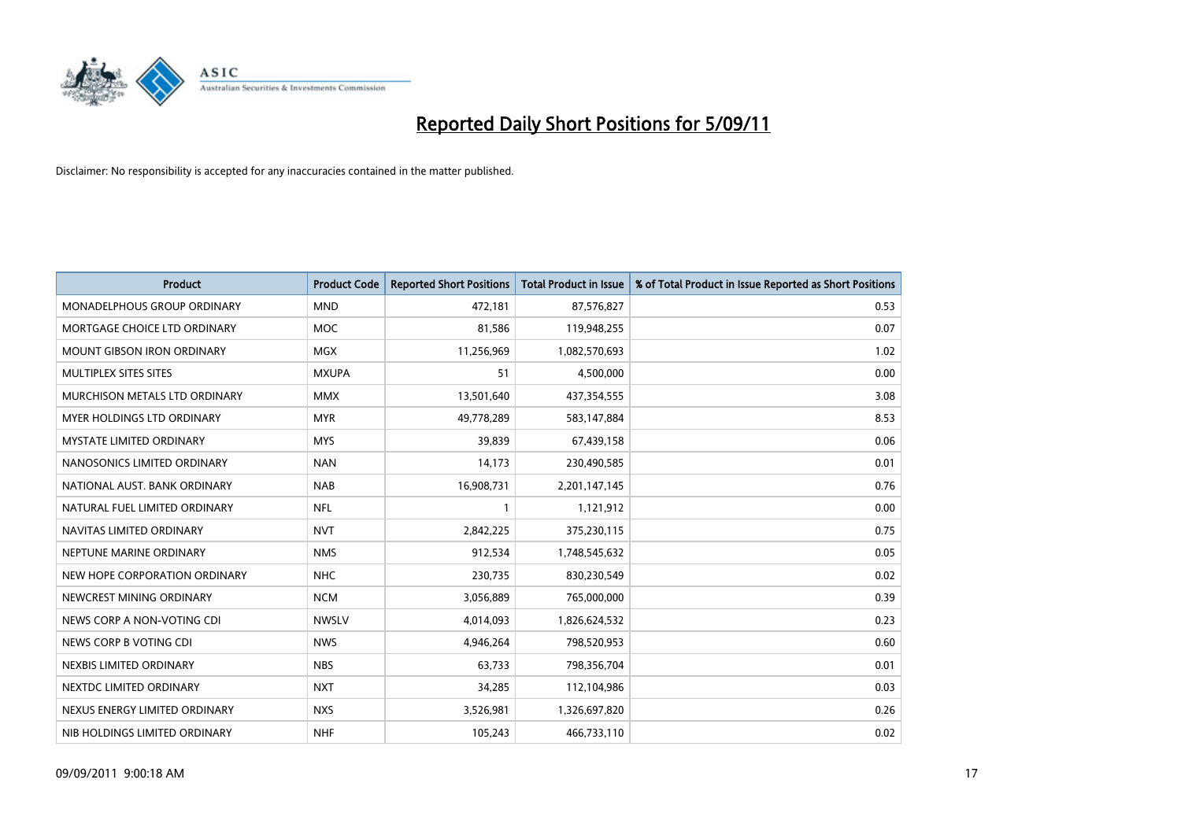# Reported Daily Short Positions for 5/09/11

Disclaimer: No responsibility is accepted for any inaccuracies contained in the matter published.

| Product | Product Code | Reported Short Positions | Total Product in Issue | % of Total Product in Issue Reported as Short Positions |
|---|---|---|---|---|
| MONADELPHOUS GROUP ORDINARY | MND | 472,181 | 87,576,827 | 0.53 |
| MORTGAGE CHOICE LTD ORDINARY | MOC | 81,586 | 119,948,255 | 0.07 |
| MOUNT GIBSON IRON ORDINARY | MGX | 11,256,969 | 1,082,570,693 | 1.02 |
| MULTIPLEX SITES SITES | MXUPA | 51 | 4,500,000 | 0.00 |
| MURCHISON METALS LTD ORDINARY | MMX | 13,501,640 | 437,354,555 | 3.08 |
| MYER HOLDINGS LTD ORDINARY | MYR | 49,778,289 | 583,147,884 | 8.53 |
| MYSTATE LIMITED ORDINARY | MYS | 39,839 | 67,439,158 | 0.06 |
| NANOSONICS LIMITED ORDINARY | NAN | 14,173 | 230,490,585 | 0.01 |
| NATIONAL AUST. BANK ORDINARY | NAB | 16,908,731 | 2,201,147,145 | 0.76 |
| NATURAL FUEL LIMITED ORDINARY | NFL | 1 | 1,121,912 | 0.00 |
| NAVITAS LIMITED ORDINARY | NVT | 2,842,225 | 375,230,115 | 0.75 |
| NEPTUNE MARINE ORDINARY | NMS | 912,534 | 1,748,545,632 | 0.05 |
| NEW HOPE CORPORATION ORDINARY | NHC | 230,735 | 830,230,549 | 0.02 |
| NEWCREST MINING ORDINARY | NCM | 3,056,889 | 765,000,000 | 0.39 |
| NEWS CORP A NON-VOTING CDI | NWSLV | 4,014,093 | 1,826,624,532 | 0.23 |
| NEWS CORP B VOTING CDI | NWS | 4,946,264 | 798,520,953 | 0.60 |
| NEXBIS LIMITED ORDINARY | NBS | 63,733 | 798,356,704 | 0.01 |
| NEXTDC LIMITED ORDINARY | NXT | 34,285 | 112,104,986 | 0.03 |
| NEXUS ENERGY LIMITED ORDINARY | NXS | 3,526,981 | 1,326,697,820 | 0.26 |
| NIB HOLDINGS LIMITED ORDINARY | NHF | 105,243 | 466,733,110 | 0.02 |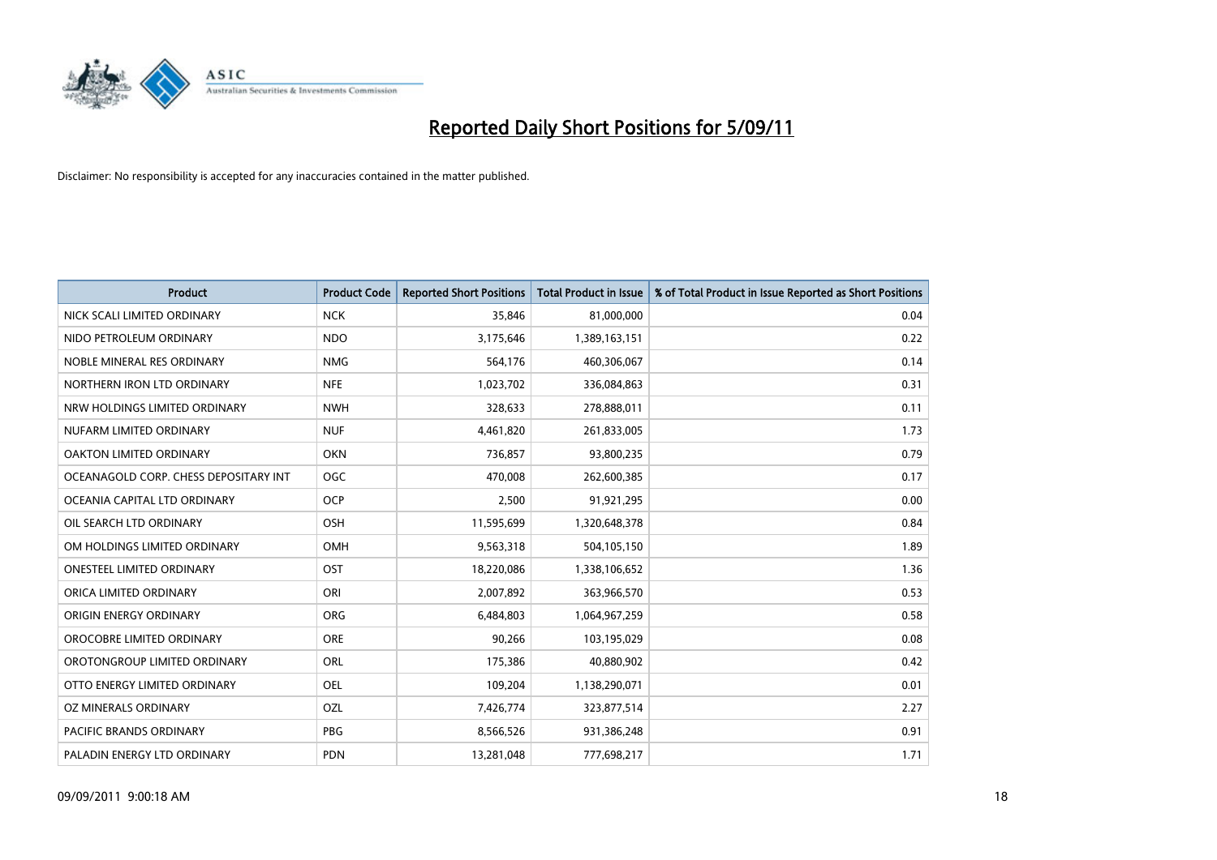# Reported Daily Short Positions for 5/09/11

Disclaimer: No responsibility is accepted for any inaccuracies contained in the matter published.

| Product | Product Code | Reported Short Positions | Total Product in Issue | % of Total Product in Issue Reported as Short Positions |
|---|---|---|---|---|
| NICK SCALI LIMITED ORDINARY | NCK | 35,846 | 81,000,000 | 0.04 |
| NIDO PETROLEUM ORDINARY | NDO | 3,175,646 | 1,389,163,151 | 0.22 |
| NOBLE MINERAL RES ORDINARY | NMG | 564,176 | 460,306,067 | 0.14 |
| NORTHERN IRON LTD ORDINARY | NFE | 1,023,702 | 336,084,863 | 0.31 |
| NRW HOLDINGS LIMITED ORDINARY | NWH | 328,633 | 278,888,011 | 0.11 |
| NUFARM LIMITED ORDINARY | NUF | 4,461,820 | 261,833,005 | 1.73 |
| OAKTON LIMITED ORDINARY | OKN | 736,857 | 93,800,235 | 0.79 |
| OCEANAGOLD CORP. CHESS DEPOSITARY INT | OGC | 470,008 | 262,600,385 | 0.17 |
| OCEANIA CAPITAL LTD ORDINARY | OCP | 2,500 | 91,921,295 | 0.00 |
| OIL SEARCH LTD ORDINARY | OSH | 11,595,699 | 1,320,648,378 | 0.84 |
| OM HOLDINGS LIMITED ORDINARY | OMH | 9,563,318 | 504,105,150 | 1.89 |
| ONESTEEL LIMITED ORDINARY | OST | 18,220,086 | 1,338,106,652 | 1.36 |
| ORICA LIMITED ORDINARY | ORI | 2,007,892 | 363,966,570 | 0.53 |
| ORIGIN ENERGY ORDINARY | ORG | 6,484,803 | 1,064,967,259 | 0.58 |
| OROCOBRE LIMITED ORDINARY | ORE | 90,266 | 103,195,029 | 0.08 |
| OROTONGROUP LIMITED ORDINARY | ORL | 175,386 | 40,880,902 | 0.42 |
| OTTO ENERGY LIMITED ORDINARY | OEL | 109,204 | 1,138,290,071 | 0.01 |
| OZ MINERALS ORDINARY | OZL | 7,426,774 | 323,877,514 | 2.27 |
| PACIFIC BRANDS ORDINARY | PBG | 8,566,526 | 931,386,248 | 0.91 |
| PALADIN ENERGY LTD ORDINARY | PDN | 13,281,048 | 777,698,217 | 1.71 |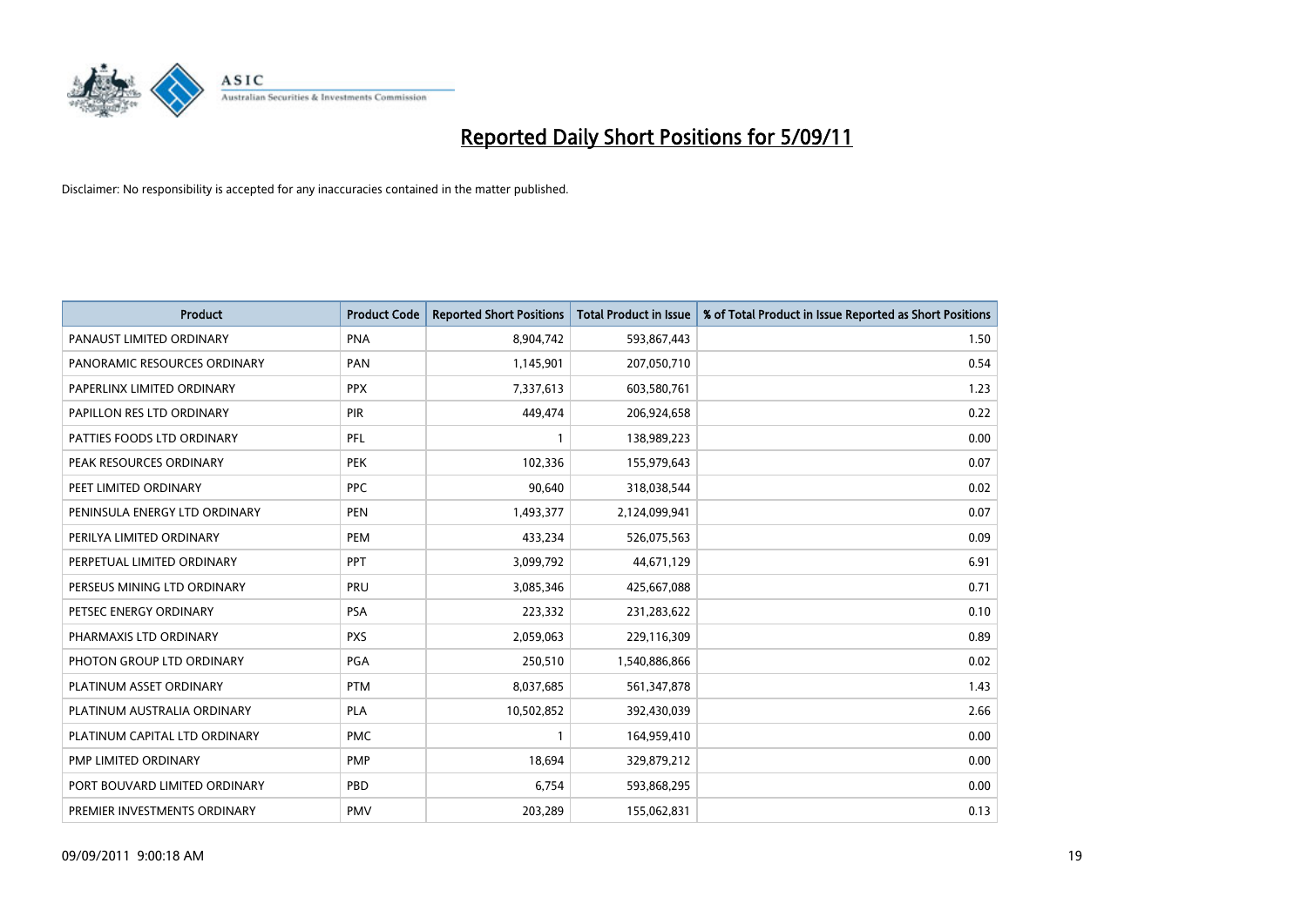# Reported Daily Short Positions for 5/09/11

Disclaimer: No responsibility is accepted for any inaccuracies contained in the matter published.

| Product | Product Code | Reported Short Positions | Total Product in Issue | % of Total Product in Issue Reported as Short Positions |
|---|---|---|---|---|
| PANAUST LIMITED ORDINARY | PNA | 8,904,742 | 593,867,443 | 1.50 |
| PANORAMIC RESOURCES ORDINARY | PAN | 1,145,901 | 207,050,710 | 0.54 |
| PAPERLINX LIMITED ORDINARY | PPX | 7,337,613 | 603,580,761 | 1.23 |
| PAPILLON RES LTD ORDINARY | PIR | 449,474 | 206,924,658 | 0.22 |
| PATTIES FOODS LTD ORDINARY | PFL | 1 | 138,989,223 | 0.00 |
| PEAK RESOURCES ORDINARY | PEK | 102,336 | 155,979,643 | 0.07 |
| PEET LIMITED ORDINARY | PPC | 90,640 | 318,038,544 | 0.02 |
| PENINSULA ENERGY LTD ORDINARY | PEN | 1,493,377 | 2,124,099,941 | 0.07 |
| PERILYA LIMITED ORDINARY | PEM | 433,234 | 526,075,563 | 0.09 |
| PERPETUAL LIMITED ORDINARY | PPT | 3,099,792 | 44,671,129 | 6.91 |
| PERSEUS MINING LTD ORDINARY | PRU | 3,085,346 | 425,667,088 | 0.71 |
| PETSEC ENERGY ORDINARY | PSA | 223,332 | 231,283,622 | 0.10 |
| PHARMAXIS LTD ORDINARY | PXS | 2,059,063 | 229,116,309 | 0.89 |
| PHOTON GROUP LTD ORDINARY | PGA | 250,510 | 1,540,886,866 | 0.02 |
| PLATINUM ASSET ORDINARY | PTM | 8,037,685 | 561,347,878 | 1.43 |
| PLATINUM AUSTRALIA ORDINARY | PLA | 10,502,852 | 392,430,039 | 2.66 |
| PLATINUM CAPITAL LTD ORDINARY | PMC | 1 | 164,959,410 | 0.00 |
| PMP LIMITED ORDINARY | PMP | 18,694 | 329,879,212 | 0.00 |
| PORT BOUVARD LIMITED ORDINARY | PBD | 6,754 | 593,868,295 | 0.00 |
| PREMIER INVESTMENTS ORDINARY | PMV | 203,289 | 155,062,831 | 0.13 |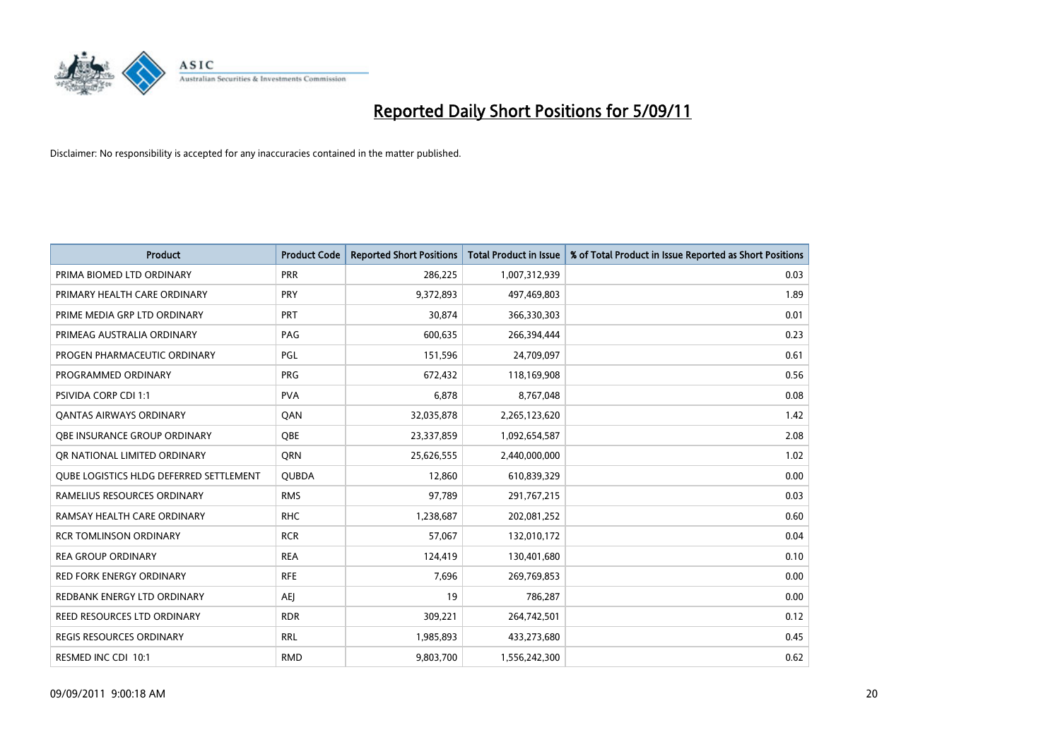# Reported Daily Short Positions for 5/09/11

Disclaimer: No responsibility is accepted for any inaccuracies contained in the matter published.

| Product | Product Code | Reported Short Positions | Total Product in Issue | % of Total Product in Issue Reported as Short Positions |
|---|---|---|---|---|
| PRIMA BIOMED LTD ORDINARY | PRR | 286,225 | 1,007,312,939 | 0.03 |
| PRIMARY HEALTH CARE ORDINARY | PRY | 9,372,893 | 497,469,803 | 1.89 |
| PRIME MEDIA GRP LTD ORDINARY | PRT | 30,874 | 366,330,303 | 0.01 |
| PRIMEAG AUSTRALIA ORDINARY | PAG | 600,635 | 266,394,444 | 0.23 |
| PROGEN PHARMACEUTIC ORDINARY | PGL | 151,596 | 24,709,097 | 0.61 |
| PROGRAMMED ORDINARY | PRG | 672,432 | 118,169,908 | 0.56 |
| PSIVIDA CORP CDI 1:1 | PVA | 6,878 | 8,767,048 | 0.08 |
| QANTAS AIRWAYS ORDINARY | QAN | 32,035,878 | 2,265,123,620 | 1.42 |
| QBE INSURANCE GROUP ORDINARY | QBE | 23,337,859 | 1,092,654,587 | 2.08 |
| QR NATIONAL LIMITED ORDINARY | QRN | 25,626,555 | 2,440,000,000 | 1.02 |
| QUBE LOGISTICS HLDG DEFERRED SETTLEMENT | QUBDA | 12,860 | 610,839,329 | 0.00 |
| RAMELIUS RESOURCES ORDINARY | RMS | 97,789 | 291,767,215 | 0.03 |
| RAMSAY HEALTH CARE ORDINARY | RHC | 1,238,687 | 202,081,252 | 0.60 |
| RCR TOMLINSON ORDINARY | RCR | 57,067 | 132,010,172 | 0.04 |
| REA GROUP ORDINARY | REA | 124,419 | 130,401,680 | 0.10 |
| RED FORK ENERGY ORDINARY | RFE | 7,696 | 269,769,853 | 0.00 |
| REDBANK ENERGY LTD ORDINARY | AEJ | 19 | 786,287 | 0.00 |
| REED RESOURCES LTD ORDINARY | RDR | 309,221 | 264,742,501 | 0.12 |
| REGIS RESOURCES ORDINARY | RRL | 1,985,893 | 433,273,680 | 0.45 |
| RESMED INC CDI 10:1 | RMD | 9,803,700 | 1,556,242,300 | 0.62 |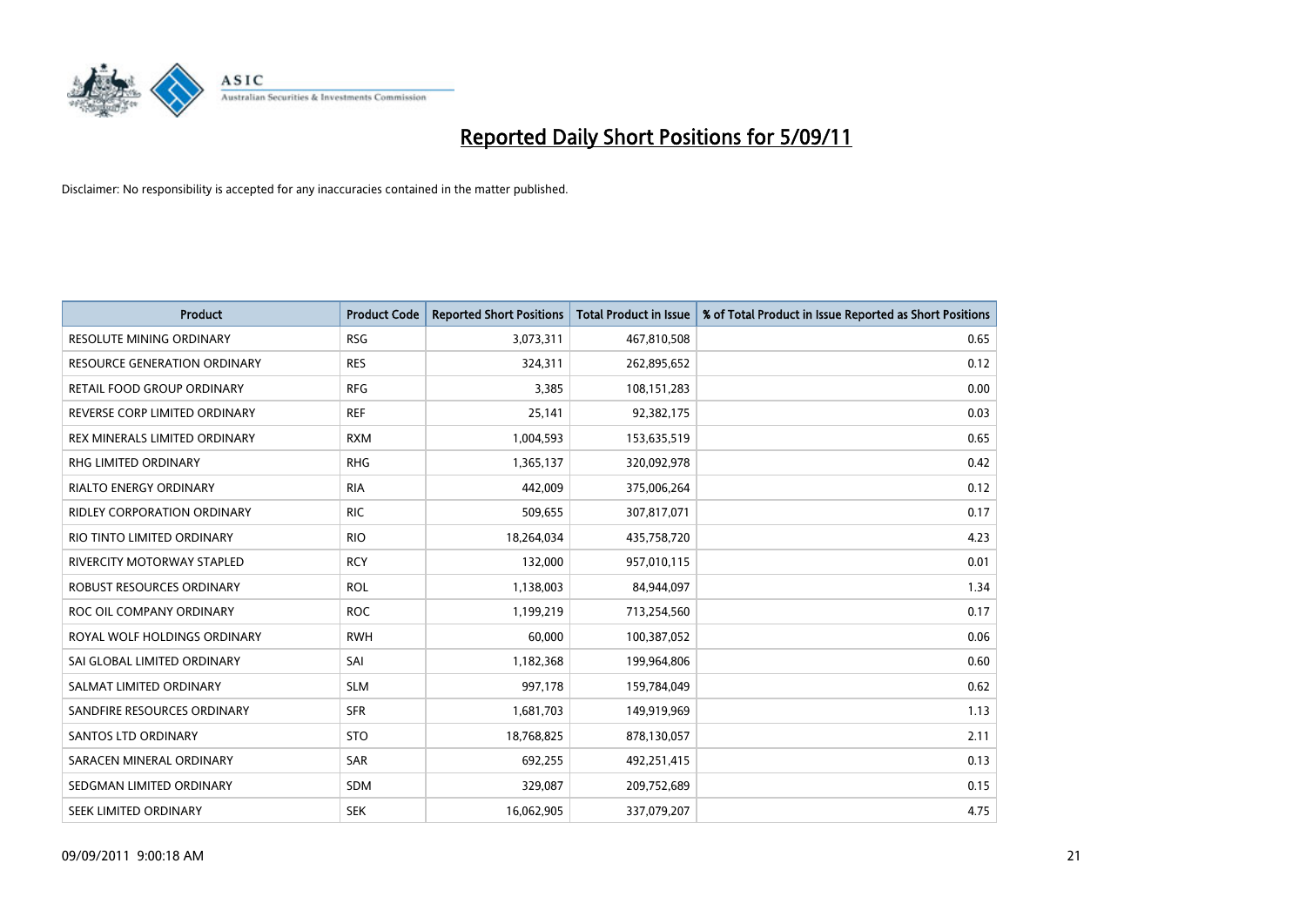# Reported Daily Short Positions for 5/09/11

Disclaimer: No responsibility is accepted for any inaccuracies contained in the matter published.

| Product | Product Code | Reported Short Positions | Total Product in Issue | % of Total Product in Issue Reported as Short Positions |
|---|---|---|---|---|
| RESOLUTE MINING ORDINARY | RSG | 3,073,311 | 467,810,508 | 0.65 |
| RESOURCE GENERATION ORDINARY | RES | 324,311 | 262,895,652 | 0.12 |
| RETAIL FOOD GROUP ORDINARY | RFG | 3,385 | 108,151,283 | 0.00 |
| REVERSE CORP LIMITED ORDINARY | REF | 25,141 | 92,382,175 | 0.03 |
| REX MINERALS LIMITED ORDINARY | RXM | 1,004,593 | 153,635,519 | 0.65 |
| RHG LIMITED ORDINARY | RHG | 1,365,137 | 320,092,978 | 0.42 |
| RIALTO ENERGY ORDINARY | RIA | 442,009 | 375,006,264 | 0.12 |
| RIDLEY CORPORATION ORDINARY | RIC | 509,655 | 307,817,071 | 0.17 |
| RIO TINTO LIMITED ORDINARY | RIO | 18,264,034 | 435,758,720 | 4.23 |
| RIVERCITY MOTORWAY STAPLED | RCY | 132,000 | 957,010,115 | 0.01 |
| ROBUST RESOURCES ORDINARY | ROL | 1,138,003 | 84,944,097 | 1.34 |
| ROC OIL COMPANY ORDINARY | ROC | 1,199,219 | 713,254,560 | 0.17 |
| ROYAL WOLF HOLDINGS ORDINARY | RWH | 60,000 | 100,387,052 | 0.06 |
| SAI GLOBAL LIMITED ORDINARY | SAI | 1,182,368 | 199,964,806 | 0.60 |
| SALMAT LIMITED ORDINARY | SLM | 997,178 | 159,784,049 | 0.62 |
| SANDFIRE RESOURCES ORDINARY | SFR | 1,681,703 | 149,919,969 | 1.13 |
| SANTOS LTD ORDINARY | STO | 18,768,825 | 878,130,057 | 2.11 |
| SARACEN MINERAL ORDINARY | SAR | 692,255 | 492,251,415 | 0.13 |
| SEDGMAN LIMITED ORDINARY | SDM | 329,087 | 209,752,689 | 0.15 |
| SEEK LIMITED ORDINARY | SEK | 16,062,905 | 337,079,207 | 4.75 |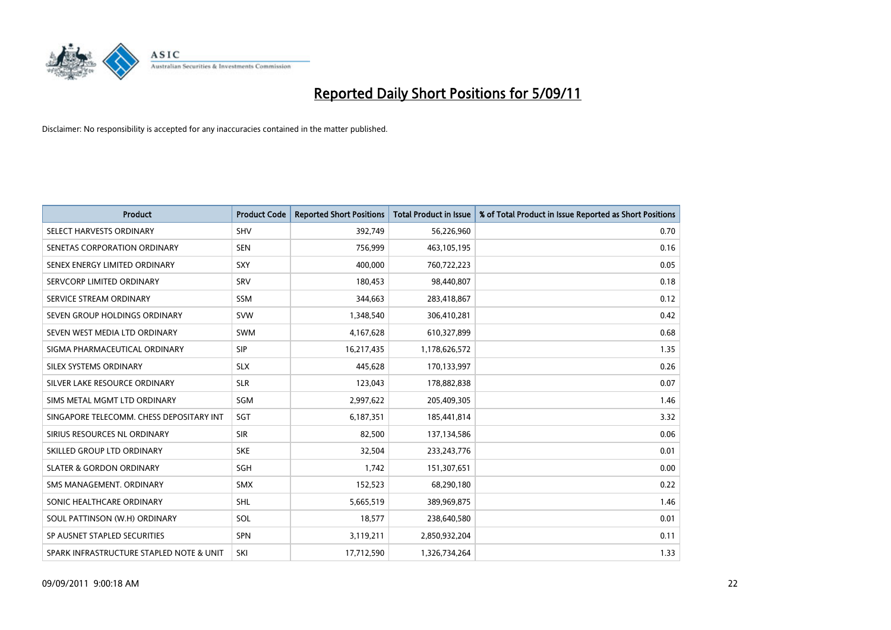# Reported Daily Short Positions for 5/09/11

Disclaimer: No responsibility is accepted for any inaccuracies contained in the matter published.

| Product | Product Code | Reported Short Positions | Total Product in Issue | % of Total Product in Issue Reported as Short Positions |
|---|---|---|---|---|
| SELECT HARVESTS ORDINARY | SHV | 392,749 | 56,226,960 | 0.70 |
| SENETAS CORPORATION ORDINARY | SEN | 756,999 | 463,105,195 | 0.16 |
| SENEX ENERGY LIMITED ORDINARY | SXY | 400,000 | 760,722,223 | 0.05 |
| SERVCORP LIMITED ORDINARY | SRV | 180,453 | 98,440,807 | 0.18 |
| SERVICE STREAM ORDINARY | SSM | 344,663 | 283,418,867 | 0.12 |
| SEVEN GROUP HOLDINGS ORDINARY | SVW | 1,348,540 | 306,410,281 | 0.42 |
| SEVEN WEST MEDIA LTD ORDINARY | SWM | 4,167,628 | 610,327,899 | 0.68 |
| SIGMA PHARMACEUTICAL ORDINARY | SIP | 16,217,435 | 1,178,626,572 | 1.35 |
| SILEX SYSTEMS ORDINARY | SLX | 445,628 | 170,133,997 | 0.26 |
| SILVER LAKE RESOURCE ORDINARY | SLR | 123,043 | 178,882,838 | 0.07 |
| SIMS METAL MGMT LTD ORDINARY | SGM | 2,997,622 | 205,409,305 | 1.46 |
| SINGAPORE TELECOMM. CHESS DEPOSITARY INT | SGT | 6,187,351 | 185,441,814 | 3.32 |
| SIRIUS RESOURCES NL ORDINARY | SIR | 82,500 | 137,134,586 | 0.06 |
| SKILLED GROUP LTD ORDINARY | SKE | 32,504 | 233,243,776 | 0.01 |
| SLATER & GORDON ORDINARY | SGH | 1,742 | 151,307,651 | 0.00 |
| SMS MANAGEMENT. ORDINARY | SMX | 152,523 | 68,290,180 | 0.22 |
| SONIC HEALTHCARE ORDINARY | SHL | 5,665,519 | 389,969,875 | 1.46 |
| SOUL PATTINSON (W.H) ORDINARY | SOL | 18,577 | 238,640,580 | 0.01 |
| SP AUSNET STAPLED SECURITIES | SPN | 3,119,211 | 2,850,932,204 | 0.11 |
| SPARK INFRASTRUCTURE STAPLED NOTE & UNIT | SKI | 17,712,590 | 1,326,734,264 | 1.33 |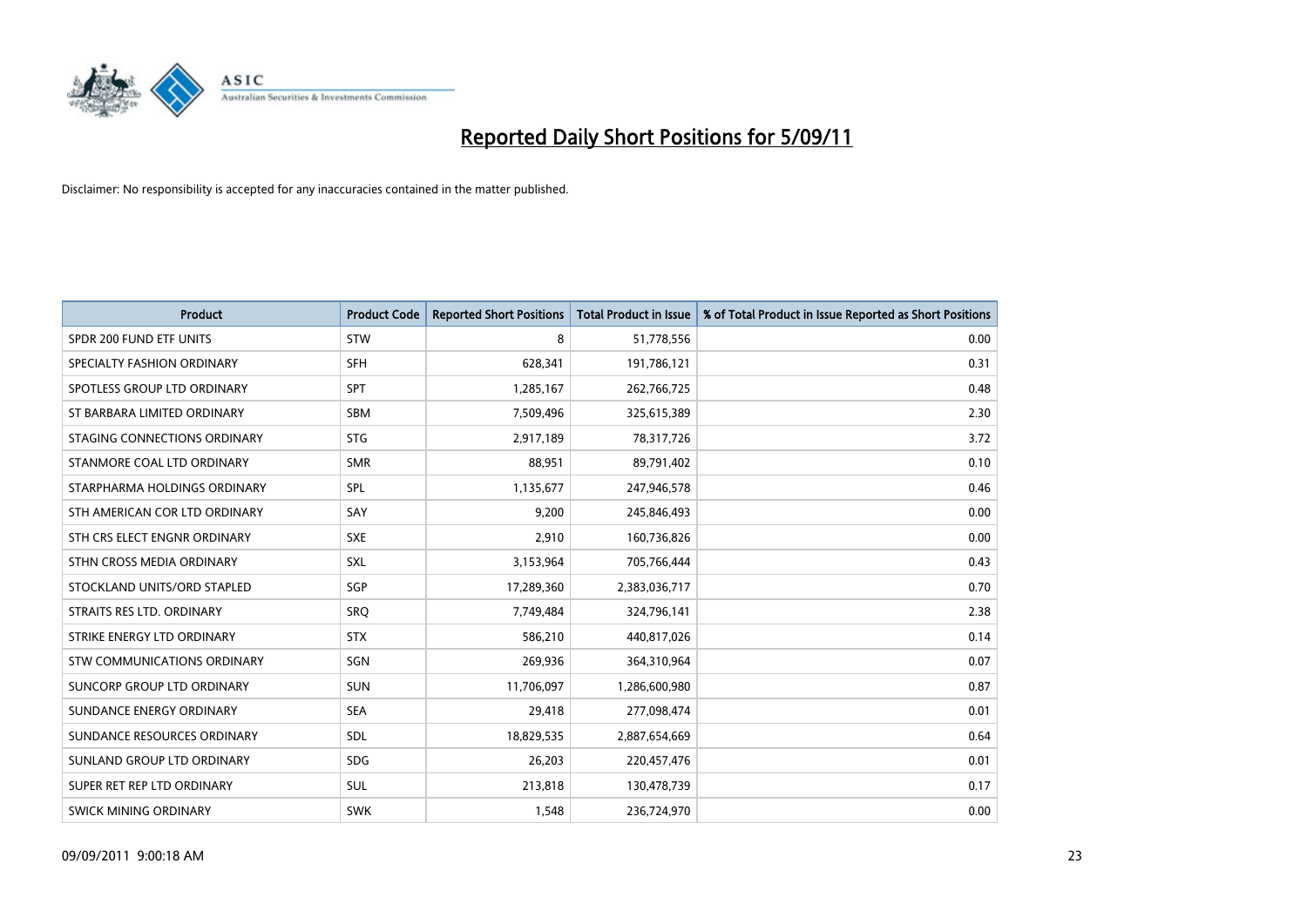# Reported Daily Short Positions for 5/09/11

Disclaimer: No responsibility is accepted for any inaccuracies contained in the matter published.

| Product | Product Code | Reported Short Positions | Total Product in Issue | % of Total Product in Issue Reported as Short Positions |
| --- | --- | --- | --- | --- |
| SPDR 200 FUND ETF UNITS | STW | 8 | 51,778,556 | 0.00 |
| SPECIALTY FASHION ORDINARY | SFH | 628,341 | 191,786,121 | 0.31 |
| SPOTLESS GROUP LTD ORDINARY | SPT | 1,285,167 | 262,766,725 | 0.48 |
| ST BARBARA LIMITED ORDINARY | SBM | 7,509,496 | 325,615,389 | 2.30 |
| STAGING CONNECTIONS ORDINARY | STG | 2,917,189 | 78,317,726 | 3.72 |
| STANMORE COAL LTD ORDINARY | SMR | 88,951 | 89,791,402 | 0.10 |
| STARPHARMA HOLDINGS ORDINARY | SPL | 1,135,677 | 247,946,578 | 0.46 |
| STH AMERICAN COR LTD ORDINARY | SAY | 9,200 | 245,846,493 | 0.00 |
| STH CRS ELECT ENGNR ORDINARY | SXE | 2,910 | 160,736,826 | 0.00 |
| STHN CROSS MEDIA ORDINARY | SXL | 3,153,964 | 705,766,444 | 0.43 |
| STOCKLAND UNITS/ORD STAPLED | SGP | 17,289,360 | 2,383,036,717 | 0.70 |
| STRAITS RES LTD. ORDINARY | SRQ | 7,749,484 | 324,796,141 | 2.38 |
| STRIKE ENERGY LTD ORDINARY | STX | 586,210 | 440,817,026 | 0.14 |
| STW COMMUNICATIONS ORDINARY | SGN | 269,936 | 364,310,964 | 0.07 |
| SUNCORP GROUP LTD ORDINARY | SUN | 11,706,097 | 1,286,600,980 | 0.87 |
| SUNDANCE ENERGY ORDINARY | SEA | 29,418 | 277,098,474 | 0.01 |
| SUNDANCE RESOURCES ORDINARY | SDL | 18,829,535 | 2,887,654,669 | 0.64 |
| SUNLAND GROUP LTD ORDINARY | SDG | 26,203 | 220,457,476 | 0.01 |
| SUPER RET REP LTD ORDINARY | SUL | 213,818 | 130,478,739 | 0.17 |
| SWICK MINING ORDINARY | SWK | 1,548 | 236,724,970 | 0.00 |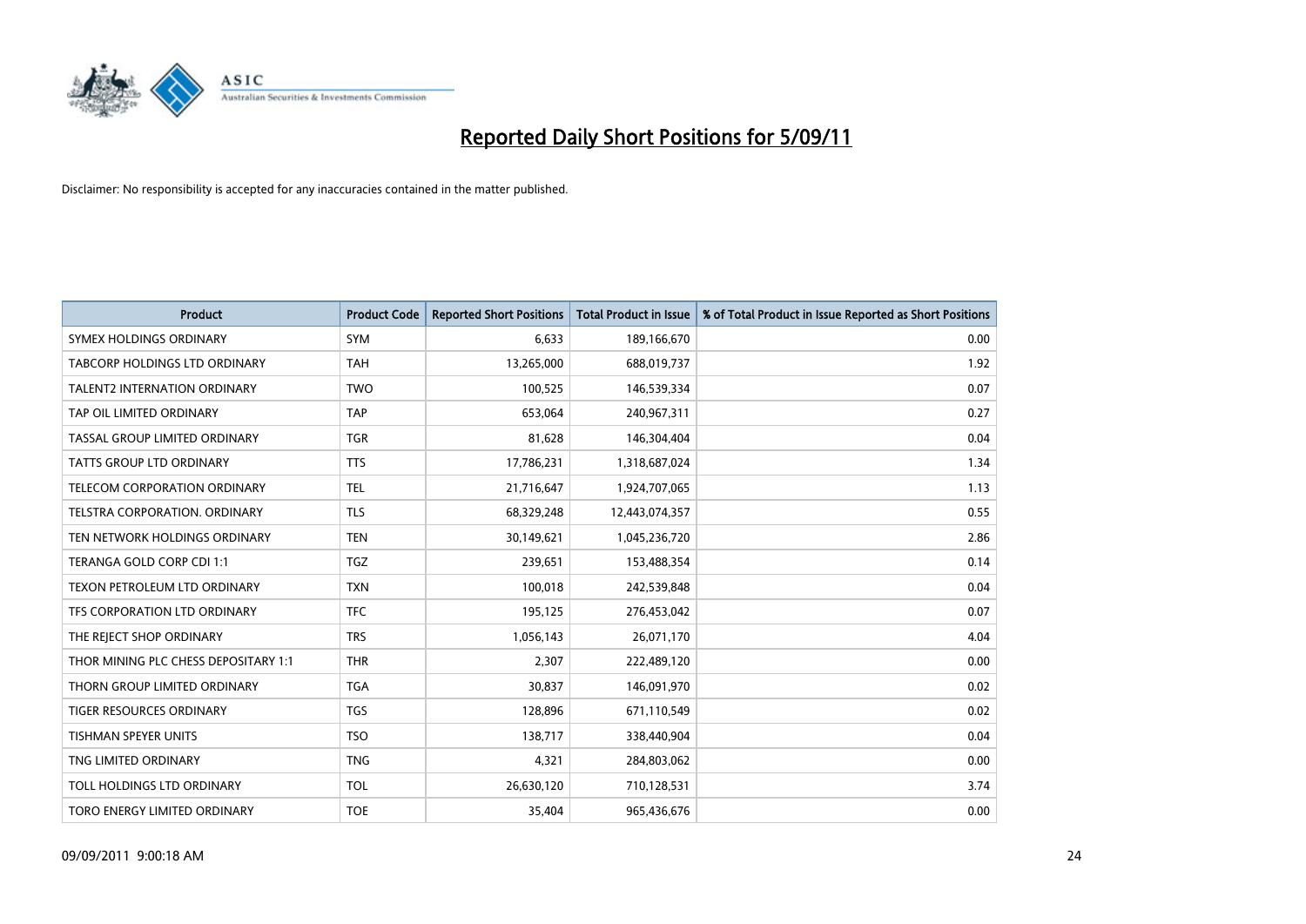# Reported Daily Short Positions for 5/09/11

Disclaimer: No responsibility is accepted for any inaccuracies contained in the matter published.

| Product | Product Code | Reported Short Positions | Total Product in Issue | % of Total Product in Issue Reported as Short Positions |
|---|---|---|---|---|
| SYMEX HOLDINGS ORDINARY | SYM | 6,633 | 189,166,670 | 0.00 |
| TABCORP HOLDINGS LTD ORDINARY | TAH | 13,265,000 | 688,019,737 | 1.92 |
| TALENT2 INTERNATION ORDINARY | TWO | 100,525 | 146,539,334 | 0.07 |
| TAP OIL LIMITED ORDINARY | TAP | 653,064 | 240,967,311 | 0.27 |
| TASSAL GROUP LIMITED ORDINARY | TGR | 81,628 | 146,304,404 | 0.04 |
| TATTS GROUP LTD ORDINARY | TTS | 17,786,231 | 1,318,687,024 | 1.34 |
| TELECOM CORPORATION ORDINARY | TEL | 21,716,647 | 1,924,707,065 | 1.13 |
| TELSTRA CORPORATION. ORDINARY | TLS | 68,329,248 | 12,443,074,357 | 0.55 |
| TEN NETWORK HOLDINGS ORDINARY | TEN | 30,149,621 | 1,045,236,720 | 2.86 |
| TERANGA GOLD CORP CDI 1:1 | TGZ | 239,651 | 153,488,354 | 0.14 |
| TEXON PETROLEUM LTD ORDINARY | TXN | 100,018 | 242,539,848 | 0.04 |
| TFS CORPORATION LTD ORDINARY | TFC | 195,125 | 276,453,042 | 0.07 |
| THE REJECT SHOP ORDINARY | TRS | 1,056,143 | 26,071,170 | 4.04 |
| THOR MINING PLC CHESS DEPOSITARY 1:1 | THR | 2,307 | 222,489,120 | 0.00 |
| THORN GROUP LIMITED ORDINARY | TGA | 30,837 | 146,091,970 | 0.02 |
| TIGER RESOURCES ORDINARY | TGS | 128,896 | 671,110,549 | 0.02 |
| TISHMAN SPEYER UNITS | TSO | 138,717 | 338,440,904 | 0.04 |
| TNG LIMITED ORDINARY | TNG | 4,321 | 284,803,062 | 0.00 |
| TOLL HOLDINGS LTD ORDINARY | TOL | 26,630,120 | 710,128,531 | 3.74 |
| TORO ENERGY LIMITED ORDINARY | TOE | 35,404 | 965,436,676 | 0.00 |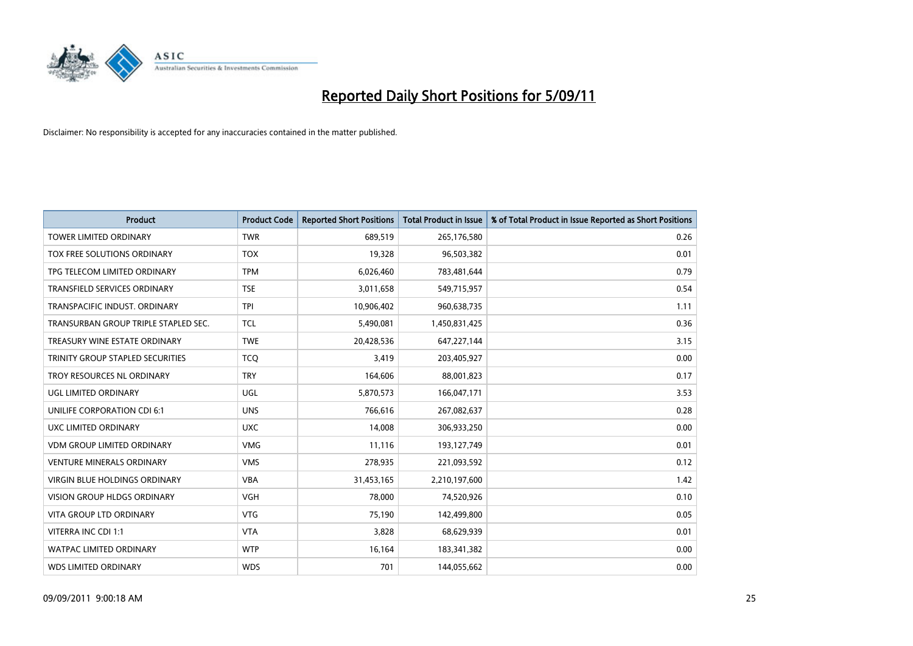# Reported Daily Short Positions for 5/09/11

Disclaimer: No responsibility is accepted for any inaccuracies contained in the matter published.

| Product | Product Code | Reported Short Positions | Total Product in Issue | % of Total Product in Issue Reported as Short Positions |
|---|---|---|---|---|
| TOWER LIMITED ORDINARY | TWR | 689,519 | 265,176,580 | 0.26 |
| TOX FREE SOLUTIONS ORDINARY | TOX | 19,328 | 96,503,382 | 0.01 |
| TPG TELECOM LIMITED ORDINARY | TPM | 6,026,460 | 783,481,644 | 0.79 |
| TRANSFIELD SERVICES ORDINARY | TSE | 3,011,658 | 549,715,957 | 0.54 |
| TRANSPACIFIC INDUST. ORDINARY | TPI | 10,906,402 | 960,638,735 | 1.11 |
| TRANSURBAN GROUP TRIPLE STAPLED SEC. | TCL | 5,490,081 | 1,450,831,425 | 0.36 |
| TREASURY WINE ESTATE ORDINARY | TWE | 20,428,536 | 647,227,144 | 3.15 |
| TRINITY GROUP STAPLED SECURITIES | TCQ | 3,419 | 203,405,927 | 0.00 |
| TROY RESOURCES NL ORDINARY | TRY | 164,606 | 88,001,823 | 0.17 |
| UGL LIMITED ORDINARY | UGL | 5,870,573 | 166,047,171 | 3.53 |
| UNILIFE CORPORATION CDI 6:1 | UNS | 766,616 | 267,082,637 | 0.28 |
| UXC LIMITED ORDINARY | UXC | 14,008 | 306,933,250 | 0.00 |
| VDM GROUP LIMITED ORDINARY | VMG | 11,116 | 193,127,749 | 0.01 |
| VENTURE MINERALS ORDINARY | VMS | 278,935 | 221,093,592 | 0.12 |
| VIRGIN BLUE HOLDINGS ORDINARY | VBA | 31,453,165 | 2,210,197,600 | 1.42 |
| VISION GROUP HLDGS ORDINARY | VGH | 78,000 | 74,520,926 | 0.10 |
| VITA GROUP LTD ORDINARY | VTG | 75,190 | 142,499,800 | 0.05 |
| VITERRA INC CDI 1:1 | VTA | 3,828 | 68,629,939 | 0.01 |
| WATPAC LIMITED ORDINARY | WTP | 16,164 | 183,341,382 | 0.00 |
| WDS LIMITED ORDINARY | WDS | 701 | 144,055,662 | 0.00 |

09/09/2011 9:00:18 AM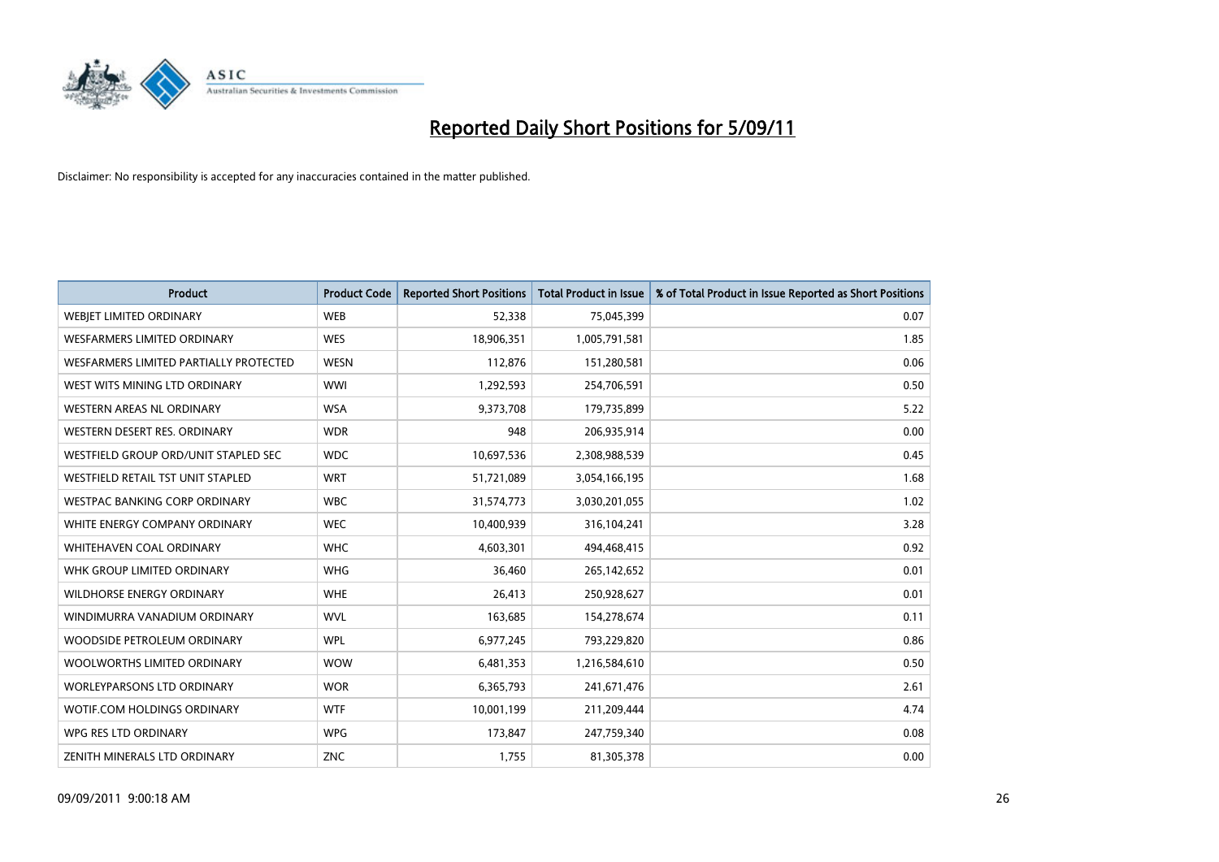# Reported Daily Short Positions for 5/09/11

Disclaimer: No responsibility is accepted for any inaccuracies contained in the matter published.

| Product | Product Code | Reported Short Positions | Total Product in Issue | % of Total Product in Issue Reported as Short Positions |
|---|---|---|---|---|
| WEBJET LIMITED ORDINARY | WEB | 52,338 | 75,045,399 | 0.07 |
| WESFARMERS LIMITED ORDINARY | WES | 18,906,351 | 1,005,791,581 | 1.85 |
| WESFARMERS LIMITED PARTIALLY PROTECTED | WESN | 112,876 | 151,280,581 | 0.06 |
| WEST WITS MINING LTD ORDINARY | WWI | 1,292,593 | 254,706,591 | 0.50 |
| WESTERN AREAS NL ORDINARY | WSA | 9,373,708 | 179,735,899 | 5.22 |
| WESTERN DESERT RES. ORDINARY | WDR | 948 | 206,935,914 | 0.00 |
| WESTFIELD GROUP ORD/UNIT STAPLED SEC | WDC | 10,697,536 | 2,308,988,539 | 0.45 |
| WESTFIELD RETAIL TST UNIT STAPLED | WRT | 51,721,089 | 3,054,166,195 | 1.68 |
| WESTPAC BANKING CORP ORDINARY | WBC | 31,574,773 | 3,030,201,055 | 1.02 |
| WHITE ENERGY COMPANY ORDINARY | WEC | 10,400,939 | 316,104,241 | 3.28 |
| WHITEHAVEN COAL ORDINARY | WHC | 4,603,301 | 494,468,415 | 0.92 |
| WHK GROUP LIMITED ORDINARY | WHG | 36,460 | 265,142,652 | 0.01 |
| WILDHORSE ENERGY ORDINARY | WHE | 26,413 | 250,928,627 | 0.01 |
| WINDIMURRA VANADIUM ORDINARY | WVL | 163,685 | 154,278,674 | 0.11 |
| WOODSIDE PETROLEUM ORDINARY | WPL | 6,977,245 | 793,229,820 | 0.86 |
| WOOLWORTHS LIMITED ORDINARY | WOW | 6,481,353 | 1,216,584,610 | 0.50 |
| WORLEYPARSONS LTD ORDINARY | WOR | 6,365,793 | 241,671,476 | 2.61 |
| WOTIF.COM HOLDINGS ORDINARY | WTF | 10,001,199 | 211,209,444 | 4.74 |
| WPG RES LTD ORDINARY | WPG | 173,847 | 247,759,340 | 0.08 |
| ZENITH MINERALS LTD ORDINARY | ZNC | 1,755 | 81,305,378 | 0.00 |